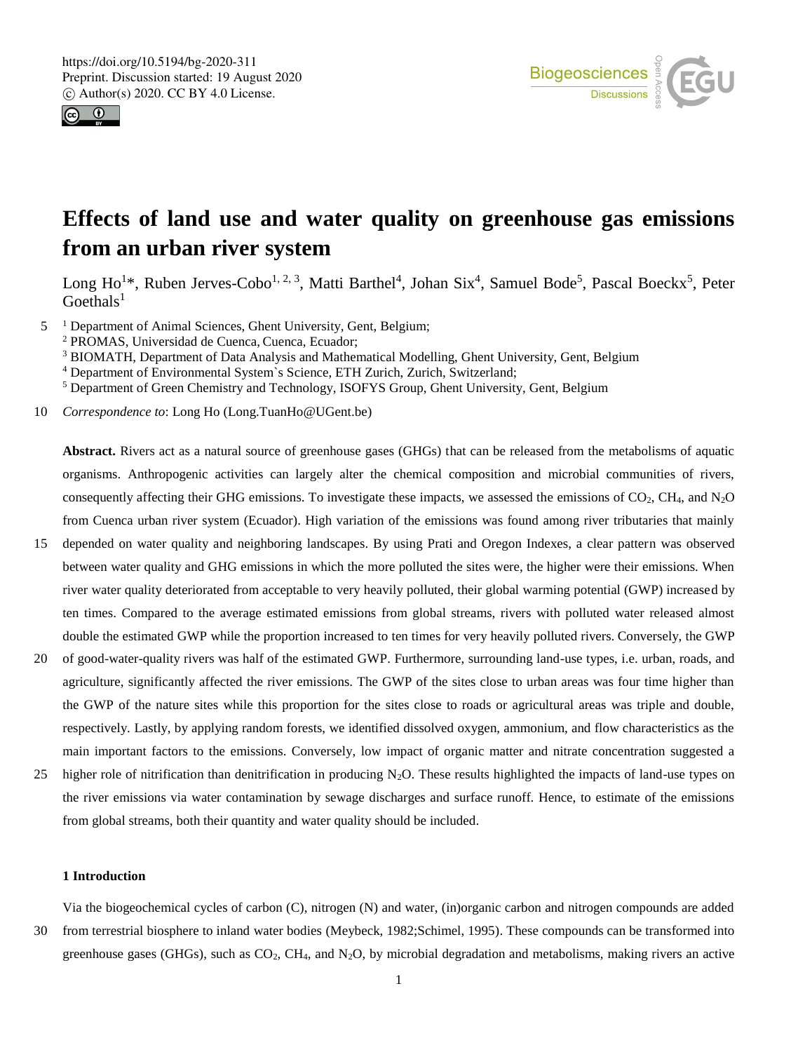# Effects of land use and water quality on greenhouse gas emissions from an urban river system

Long Ho[1]*, Ruben Jerves-Cobo[1, 2, 3], Matti Barthel[4], Johan Six[4], Samuel Bode[5], Pascal Boeckx[5], Peter Goethals[1]

[1] Department of Animal Sciences, Ghent University, Gent, Belgium;
[2] PROMAS, Universidad de Cuenca, Cuenca, Ecuador;
[3] BIOMATH, Department of Data Analysis and Mathematical Modelling, Ghent University, Gent, Belgium
[4] Department of Environmental System`s Science, ETH Zurich, Zurich, Switzerland;
[5] Department of Green Chemistry and Technology, ISOFYS Group, Ghent University, Gent, Belgium

*Correspondence to*: Long Ho (Long.TuanHo@UGent.be)

**Abstract.** Rivers act as a natural source of greenhouse gases (GHGs) that can be released from the metabolisms of aquatic organisms. Anthropogenic activities can largely alter the chemical composition and microbial communities of rivers, consequently affecting their GHG emissions. To investigate these impacts, we assessed the emissions of $CO_2$, $CH_4$, and $N_2O$ from Cuenca urban river system (Ecuador). High variation of the emissions was found among river tributaries that mainly depended on water quality and neighboring landscapes. By using Prati and Oregon Indexes, a clear pattern was observed between water quality and GHG emissions in which the more polluted the sites were, the higher were their emissions. When river water quality deteriorated from acceptable to very heavily polluted, their global warming potential (GWP) increased by ten times. Compared to the average estimated emissions from global streams, rivers with polluted water released almost double the estimated GWP while the proportion increased to ten times for very heavily polluted rivers. Conversely, the GWP of good-water-quality rivers was half of the estimated GWP. Furthermore, surrounding land-use types, i.e. urban, roads, and agriculture, significantly affected the river emissions. The GWP of the sites close to urban areas was four time higher than the GWP of the nature sites while this proportion for the sites close to roads or agricultural areas was triple and double, respectively. Lastly, by applying random forests, we identified dissolved oxygen, ammonium, and flow characteristics as the main important factors to the emissions. Conversely, low impact of organic matter and nitrate concentration suggested a higher role of nitrification than denitrification in producing $N_2O$. These results highlighted the impacts of land-use types on the river emissions via water contamination by sewage discharges and surface runoff. Hence, to estimate of the emissions from global streams, both their quantity and water quality should be included.

## 1 Introduction

Via the biogeochemical cycles of carbon (C), nitrogen (N) and water, (in)organic carbon and nitrogen compounds are added from terrestrial biosphere to inland water bodies (Meybeck, 1982;Schimel, 1995). These compounds can be transformed into greenhouse gases (GHGs), such as $CO_2$, $CH_4$, and $N_2O$, by microbial degradation and metabolisms, making rivers an active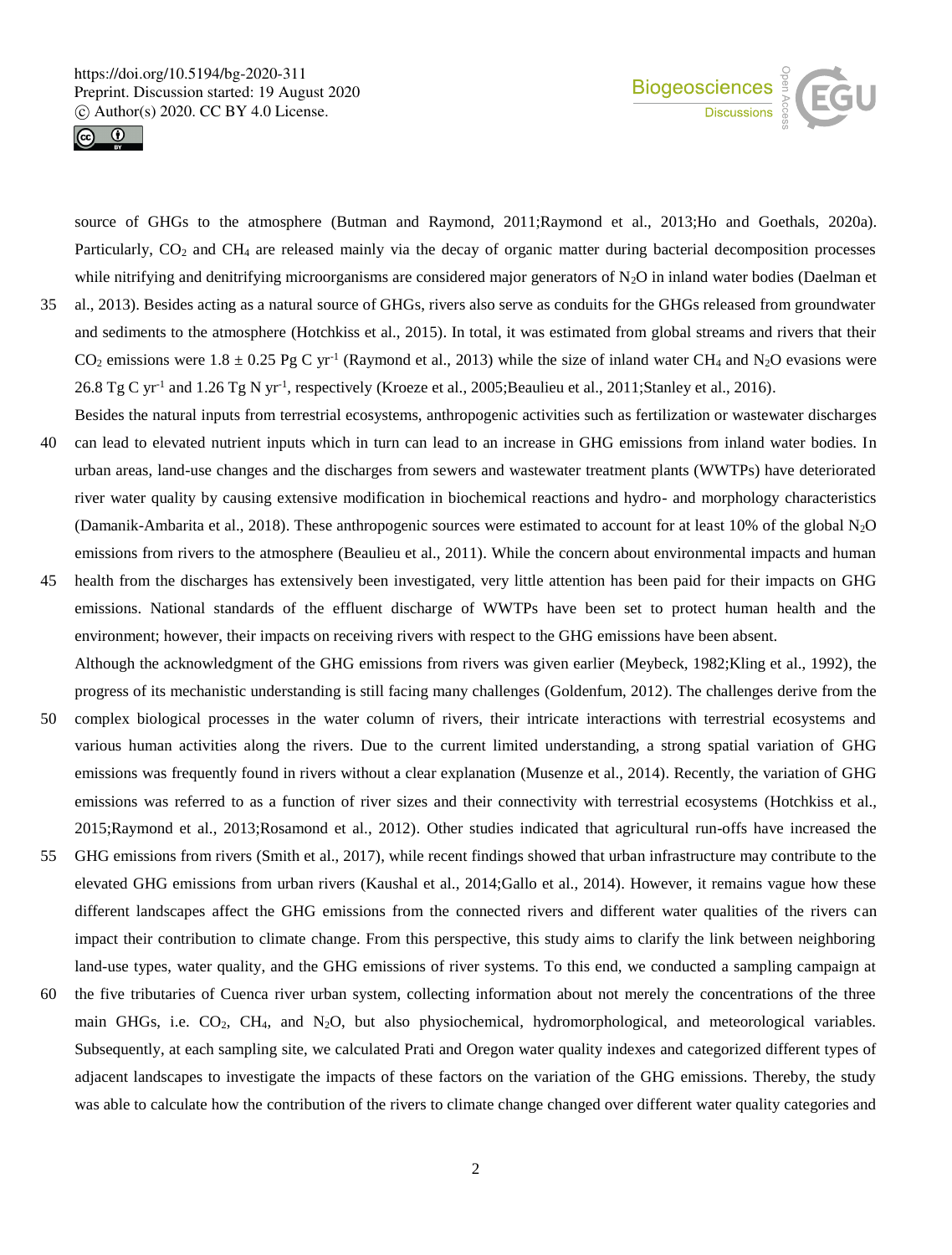source of GHGs to the atmosphere (Butman and Raymond, 2011;Raymond et al., 2013;Ho and Goethals, 2020a). Particularly, $CO_2$ and $CH_4$ are released mainly via the decay of organic matter during bacterial decomposition processes while nitrifying and denitrifying microorganisms are considered major generators of $N_2O$ in inland water bodies (Daelman et al., 2013). Besides acting as a natural source of GHGs, rivers also serve as conduits for the GHGs released from groundwater and sediments to the atmosphere (Hotchkiss et al., 2015). In total, it was estimated from global streams and rivers that their $CO_2$ emissions were $1.8 \pm 0.25$ Pg C $yr^{-1}$ (Raymond et al., 2013) while the size of inland water $CH_4$ and $N_2O$ evasions were 26.8 Tg C $yr^{-1}$ and 1.26 Tg N $yr^{-1}$, respectively (Kroeze et al., 2005;Beaulieu et al., 2011;Stanley et al., 2016).

Besides the natural inputs from terrestrial ecosystems, anthropogenic activities such as fertilization or wastewater discharges can lead to elevated nutrient inputs which in turn can lead to an increase in GHG emissions from inland water bodies. In urban areas, land-use changes and the discharges from sewers and wastewater treatment plants (WWTPs) have deteriorated river water quality by causing extensive modification in biochemical reactions and hydro- and morphology characteristics (Damanik-Ambarita et al., 2018). These anthropogenic sources were estimated to account for at least 10% of the global $N_2O$ emissions from rivers to the atmosphere (Beaulieu et al., 2011). While the concern about environmental impacts and human health from the discharges has extensively been investigated, very little attention has been paid for their impacts on GHG emissions. National standards of the effluent discharge of WWTPs have been set to protect human health and the environment; however, their impacts on receiving rivers with respect to the GHG emissions have been absent.

Although the acknowledgment of the GHG emissions from rivers was given earlier (Meybeck, 1982;Kling et al., 1992), the progress of its mechanistic understanding is still facing many challenges (Goldenfum, 2012). The challenges derive from the complex biological processes in the water column of rivers, their intricate interactions with terrestrial ecosystems and various human activities along the rivers. Due to the current limited understanding, a strong spatial variation of GHG emissions was frequently found in rivers without a clear explanation (Musenze et al., 2014). Recently, the variation of GHG emissions was referred to as a function of river sizes and their connectivity with terrestrial ecosystems (Hotchkiss et al., 2015;Raymond et al., 2013;Rosamond et al., 2012). Other studies indicated that agricultural run-offs have increased the GHG emissions from rivers (Smith et al., 2017), while recent findings showed that urban infrastructure may contribute to the elevated GHG emissions from urban rivers (Kaushal et al., 2014;Gallo et al., 2014). However, it remains vague how these different landscapes affect the GHG emissions from the connected rivers and different water qualities of the rivers can impact their contribution to climate change. From this perspective, this study aims to clarify the link between neighboring land-use types, water quality, and the GHG emissions of river systems. To this end, we conducted a sampling campaign at the five tributaries of Cuenca river urban system, collecting information about not merely the concentrations of the three main GHGs, i.e. $CO_2$, $CH_4$, and $N_2O$, but also physiochemical, hydromorphological, and meteorological variables. Subsequently, at each sampling site, we calculated Prati and Oregon water quality indexes and categorized different types of adjacent landscapes to investigate the impacts of these factors on the variation of the GHG emissions. Thereby, the study was able to calculate how the contribution of the rivers to climate change changed over different water quality categories and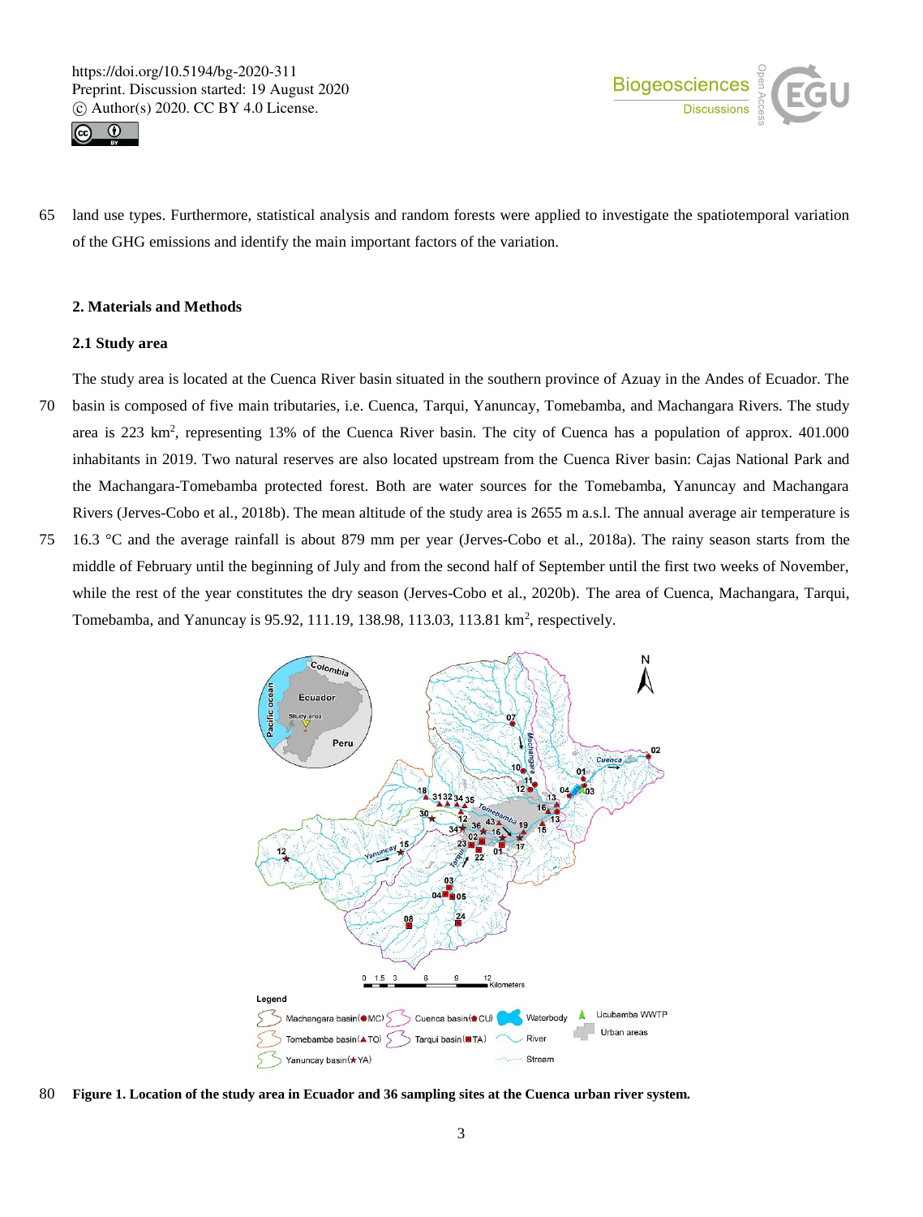land use types. Furthermore, statistical analysis and random forests were applied to investigate the spatiotemporal variation of the GHG emissions and identify the main important factors of the variation.

## 2. Materials and Methods

### 2.1 Study area

The study area is located at the Cuenca River basin situated in the southern province of Azuay in the Andes of Ecuador. The basin is composed of five main tributaries, i.e. Cuenca, Tarqui, Yanuncay, Tomebamba, and Machangara Rivers. The study area is 223 km$^2$, representing 13% of the Cuenca River basin. The city of Cuenca has a population of approx. 401.000 inhabitants in 2019. Two natural reserves are also located upstream from the Cuenca River basin: Cajas National Park and the Machangara-Tomebamba protected forest. Both are water sources for the Tomebamba, Yanuncay and Machangara Rivers (Jerves-Cobo et al., 2018b). The mean altitude of the study area is 2655 m a.s.l. The annual average air temperature is 16.3 °C and the average rainfall is about 879 mm per year (Jerves-Cobo et al., 2018a). The rainy season starts from the middle of February until the beginning of July and from the second half of September until the first two weeks of November, while the rest of the year constitutes the dry season (Jerves-Cobo et al., 2020b). The area of Cuenca, Machangara, Tarqui, Tomebamba, and Yanuncay is 95.92, 111.19, 138.98, 113.03, 113.81 km$^2$, respectively.

**Figure 1. Location of the study area in Ecuador and 36 sampling sites at the Cuenca urban river system.**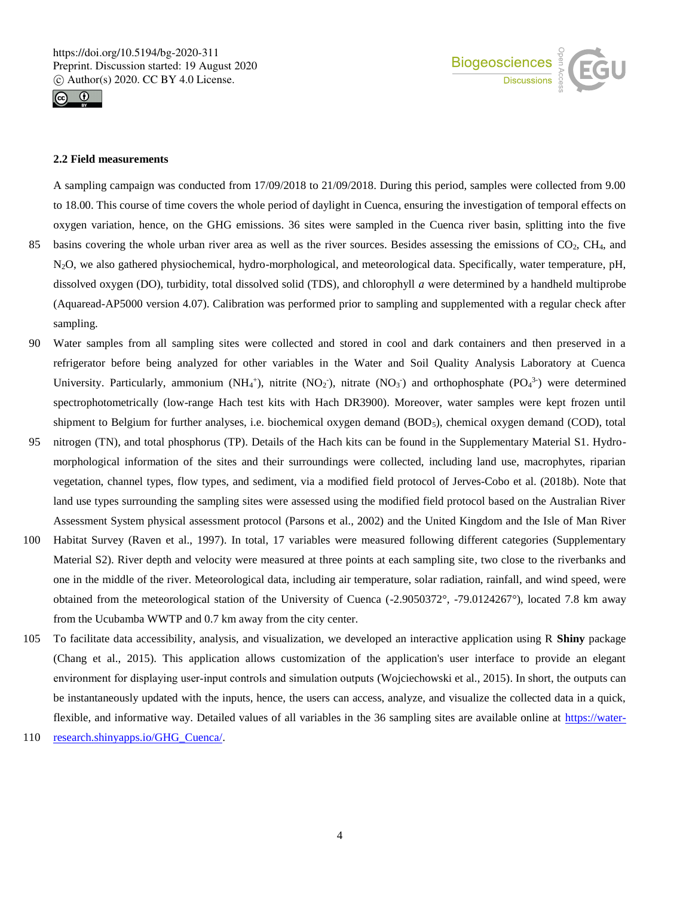### 2.2 Field measurements

A sampling campaign was conducted from 17/09/2018 to 21/09/2018. During this period, samples were collected from 9.00 to 18.00. This course of time covers the whole period of daylight in Cuenca, ensuring the investigation of temporal effects on oxygen variation, hence, on the GHG emissions. 36 sites were sampled in the Cuenca river basin, splitting into the five basins covering the whole urban river area as well as the river sources. Besides assessing the emissions of $CO_2$, $CH_4$, and $N_2O$, we also gathered physiochemical, hydro-morphological, and meteorological data. Specifically, water temperature, pH, dissolved oxygen (DO), turbidity, total dissolved solid (TDS), and chlorophyll *a* were determined by a handheld multiprobe (Aquaread-AP5000 version 4.07). Calibration was performed prior to sampling and supplemented with a regular check after sampling.

Water samples from all sampling sites were collected and stored in cool and dark containers and then preserved in a refrigerator before being analyzed for other variables in the Water and Soil Quality Analysis Laboratory at Cuenca University. Particularly, ammonium ($NH_4^+$), nitrite ($NO_2^-$), nitrate ($NO_3^-$) and orthophosphate ($PO_4^{3-}$) were determined spectrophotometrically (low-range Hach test kits with Hach DR3900). Moreover, water samples were kept frozen until shipment to Belgium for further analyses, i.e. biochemical oxygen demand ($BOD_5$), chemical oxygen demand (COD), total nitrogen (TN), and total phosphorus (TP). Details of the Hach kits can be found in the Supplementary Material S1. Hydro-morphological information of the sites and their surroundings were collected, including land use, macrophytes, riparian vegetation, channel types, flow types, and sediment, via a modified field protocol of Jerves-Cobo et al. (2018b). Note that land use types surrounding the sampling sites were assessed using the modified field protocol based on the Australian River Assessment System physical assessment protocol (Parsons et al., 2002) and the United Kingdom and the Isle of Man River Habitat Survey (Raven et al., 1997). In total, 17 variables were measured following different categories (Supplementary Material S2). River depth and velocity were measured at three points at each sampling site, two close to the riverbanks and one in the middle of the river. Meteorological data, including air temperature, solar radiation, rainfall, and wind speed, were obtained from the meteorological station of the University of Cuenca (-2.9050372°, -79.0124267°), located 7.8 km away from the Ucubamba WWTP and 0.7 km away from the city center.

To facilitate data accessibility, analysis, and visualization, we developed an interactive application using R **Shiny** package (Chang et al., 2015). This application allows customization of the application's user interface to provide an elegant environment for displaying user-input controls and simulation outputs (Wojciechowski et al., 2015). In short, the outputs can be instantaneously updated with the inputs, hence, the users can access, analyze, and visualize the collected data in a quick, flexible, and informative way. Detailed values of all variables in the 36 sampling sites are available online at https://water-research.shinyapps.io/GHG_Cuenca/.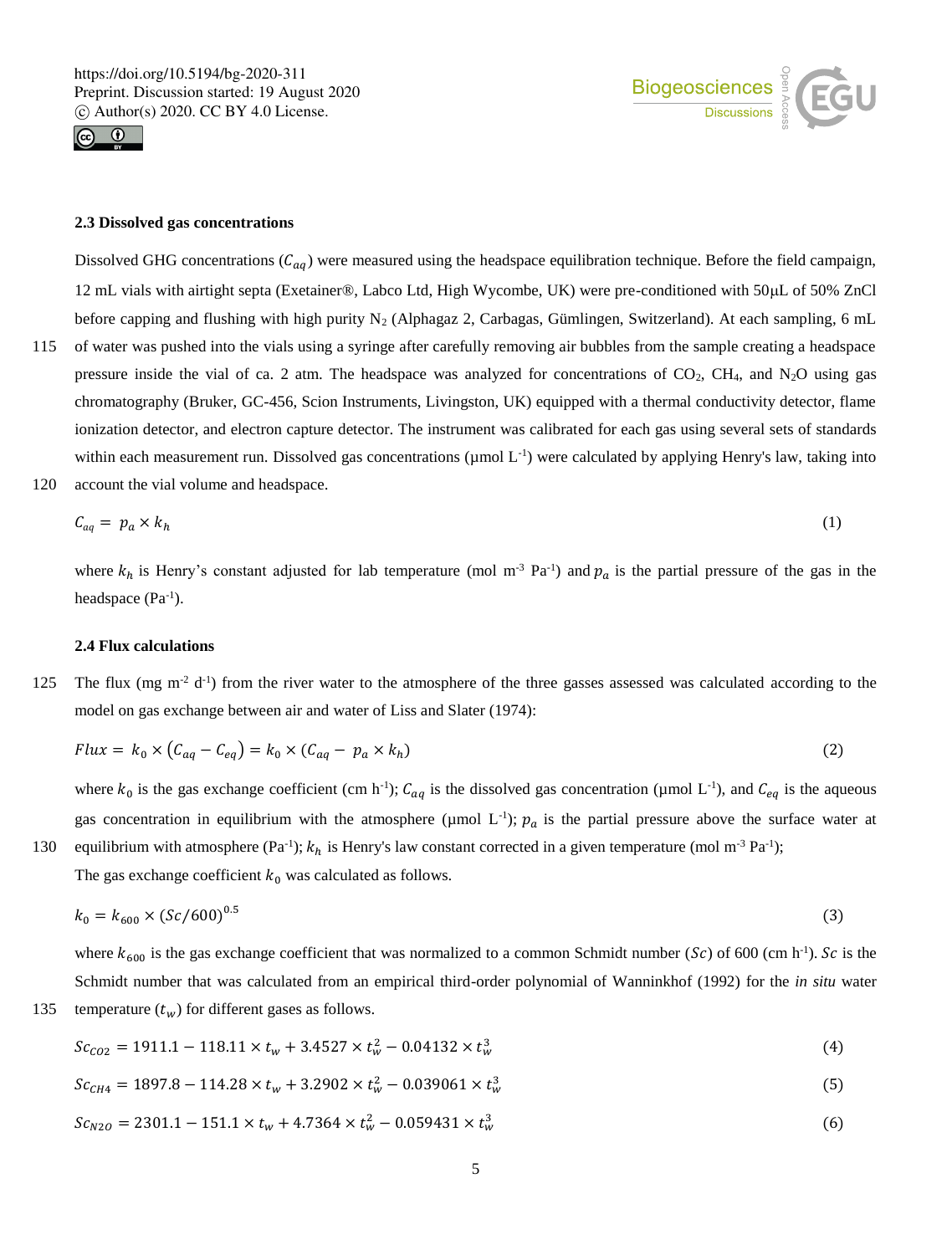### 2.3 Dissolved gas concentrations

Dissolved GHG concentrations ($C_{aq}$) were measured using the headspace equilibration technique. Before the field campaign, 12 mL vials with airtight septa (Exetainer®, Labco Ltd, High Wycombe, UK) were pre-conditioned with 50µL of 50% ZnCl before capping and flushing with high purity $N_2$ (Alphagaz 2, Carbagas, Gümlingen, Switzerland). At each sampling, 6 mL of water was pushed into the vials using a syringe after carefully removing air bubbles from the sample creating a headspace pressure inside the vial of ca. 2 atm. The headspace was analyzed for concentrations of $CO_2$, $CH_4$, and $N_2O$ using gas chromatography (Bruker, GC-456, Scion Instruments, Livingston, UK) equipped with a thermal conductivity detector, flame ionization detector, and electron capture detector. The instrument was calibrated for each gas using several sets of standards within each measurement run. Dissolved gas concentrations (µmol $L^{-1}$) were calculated by applying Henry's law, taking into account the vial volume and headspace.

$$C_{aq} = p_a \times k_h \tag{1}$$

where $k_h$ is Henry's constant adjusted for lab temperature (mol $m^{-3}$ $Pa^{-1}$) and $p_a$ is the partial pressure of the gas in the headspace ($Pa^{-1}$).

### 2.4 Flux calculations

The flux (mg $m^{-2}$ $d^{-1}$) from the river water to the atmosphere of the three gasses assessed was calculated according to the model on gas exchange between air and water of Liss and Slater (1974):

$$Flux = k_0 \times (C_{aq} - C_{eq}) = k_0 \times (C_{aq} - p_a \times k_h) \tag{2}$$

where $k_0$ is the gas exchange coefficient (cm $h^{-1}$); $C_{aq}$ is the dissolved gas concentration (µmol $L^{-1}$), and $C_{eq}$ is the aqueous gas concentration in equilibrium with the atmosphere (µmol $L^{-1}$); $p_a$ is the partial pressure above the surface water at equilibrium with atmosphere ($Pa^{-1}$); $k_h$ is Henry's law constant corrected in a given temperature (mol $m^{-3}$ $Pa^{-1}$);

The gas exchange coefficient $k_0$ was calculated as follows.

$$k_0 = k_{600} \times (Sc/600)^{0.5} \tag{3}$$

where $k_{600}$ is the gas exchange coefficient that was normalized to a common Schmidt number ($Sc$) of 600 (cm $h^{-1}$). $Sc$ is the Schmidt number that was calculated from an empirical third-order polynomial of Wanninkhof (1992) for the *in situ* water temperature ($t_w$) for different gases as follows.

$$Sc_{CO2} = 1911.1 - 118.11 \times t_w + 3.4527 \times t_w^2 - 0.04132 \times t_w^3 \tag{4}$$

$$Sc_{CH4} = 1897.8 - 114.28 \times t_w + 3.2902 \times t_w^2 - 0.039061 \times t_w^3 \tag{5}$$

$$Sc_{N2O} = 2301.1 - 151.1 \times t_w + 4.7364 \times t_w^2 - 0.059431 \times t_w^3 \tag{6}$$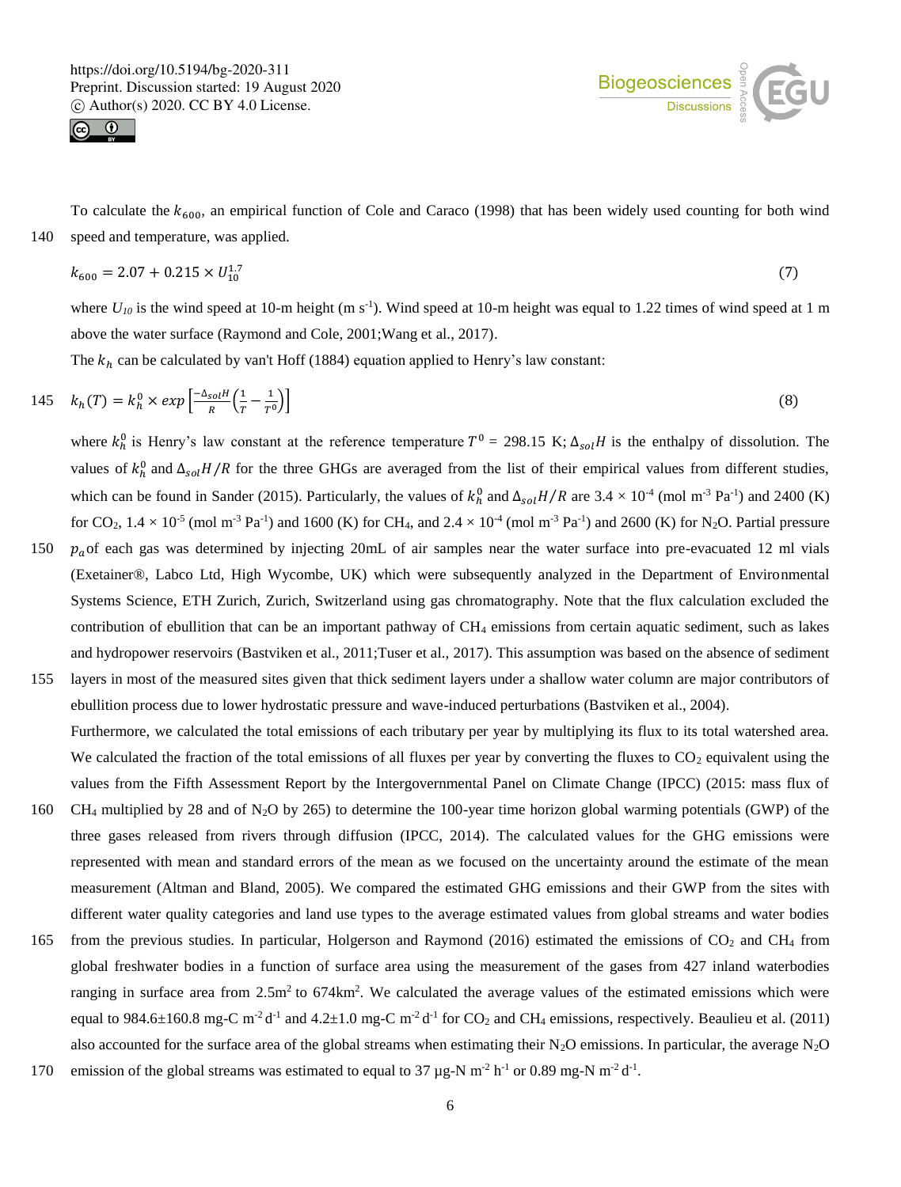To calculate the $k_{600}$, an empirical function of Cole and Caraco (1998) that has been widely used counting for both wind speed and temperature, was applied.

$$k_{600} = 2.07 + 0.215 \times U_{10}^{1.7} \tag{7}$$

where $U_{10}$ is the wind speed at 10-m height (m s$^{-1}$). Wind speed at 10-m height was equal to 1.22 times of wind speed at 1 m above the water surface (Raymond and Cole, 2001;Wang et al., 2017).

The $k_h$ can be calculated by van't Hoff (1884) equation applied to Henry's law constant:

$$k_h(T) = k_h^0 \times exp\left[\frac{-\Delta_{sol}H}{R}\left(\frac{1}{T} - \frac{1}{T^0}\right)\right] \tag{8}$$

where $k_h^0$ is Henry's law constant at the reference temperature $T^0$ = 298.15 K; $\Delta_{sol}H$ is the enthalpy of dissolution. The values of $k_h^0$ and $\Delta_{sol}H/R$ for the three GHGs are averaged from the list of their empirical values from different studies, which can be found in Sander (2015). Particularly, the values of $k_h^0$ and $\Delta_{sol}H/R$ are $3.4 \times 10^{-4}$ (mol m$^{-3}$ Pa$^{-1}$) and 2400 (K) for $CO_2$, $1.4 \times 10^{-5}$ (mol m$^{-3}$ Pa$^{-1}$) and 1600 (K) for $CH_4$, and $2.4 \times 10^{-4}$ (mol m$^{-3}$ Pa$^{-1}$) and 2600 (K) for $N_2O$. Partial pressure $p_a$ of each gas was determined by injecting 20mL of air samples near the water surface into pre-evacuated 12 ml vials (Exetainer®, Labco Ltd, High Wycombe, UK) which were subsequently analyzed in the Department of Environmental Systems Science, ETH Zurich, Zurich, Switzerland using gas chromatography. Note that the flux calculation excluded the contribution of ebullition that can be an important pathway of $CH_4$ emissions from certain aquatic sediment, such as lakes and hydropower reservoirs (Bastviken et al., 2011;Tuser et al., 2017). This assumption was based on the absence of sediment layers in most of the measured sites given that thick sediment layers under a shallow water column are major contributors of ebullition process due to lower hydrostatic pressure and wave-induced perturbations (Bastviken et al., 2004).

Furthermore, we calculated the total emissions of each tributary per year by multiplying its flux to its total watershed area. We calculated the fraction of the total emissions of all fluxes per year by converting the fluxes to $CO_2$ equivalent using the values from the Fifth Assessment Report by the Intergovernmental Panel on Climate Change (IPCC) (2015: mass flux of $CH_4$ multiplied by 28 and of $N_2O$ by 265) to determine the 100-year time horizon global warming potentials (GWP) of the three gases released from rivers through diffusion (IPCC, 2014). The calculated values for the GHG emissions were represented with mean and standard errors of the mean as we focused on the uncertainty around the estimate of the mean measurement (Altman and Bland, 2005). We compared the estimated GHG emissions and their GWP from the sites with different water quality categories and land use types to the average estimated values from global streams and water bodies from the previous studies. In particular, Holgerson and Raymond (2016) estimated the emissions of $CO_2$ and $CH_4$ from global freshwater bodies in a function of surface area using the measurement of the gases from 427 inland waterbodies ranging in surface area from 2.5m$^2$ to 674km$^2$. We calculated the average values of the estimated emissions which were equal to 984.6±160.8 mg-C m$^{-2}$ d$^{-1}$ and 4.2±1.0 mg-C m$^{-2}$ d$^{-1}$ for $CO_2$ and $CH_4$ emissions, respectively. Beaulieu et al. (2011) also accounted for the surface area of the global streams when estimating their $N_2O$ emissions. In particular, the average $N_2O$ emission of the global streams was estimated to equal to 37 µg-N m$^{-2}$ h$^{-1}$ or 0.89 mg-N m$^{-2}$ d$^{-1}$.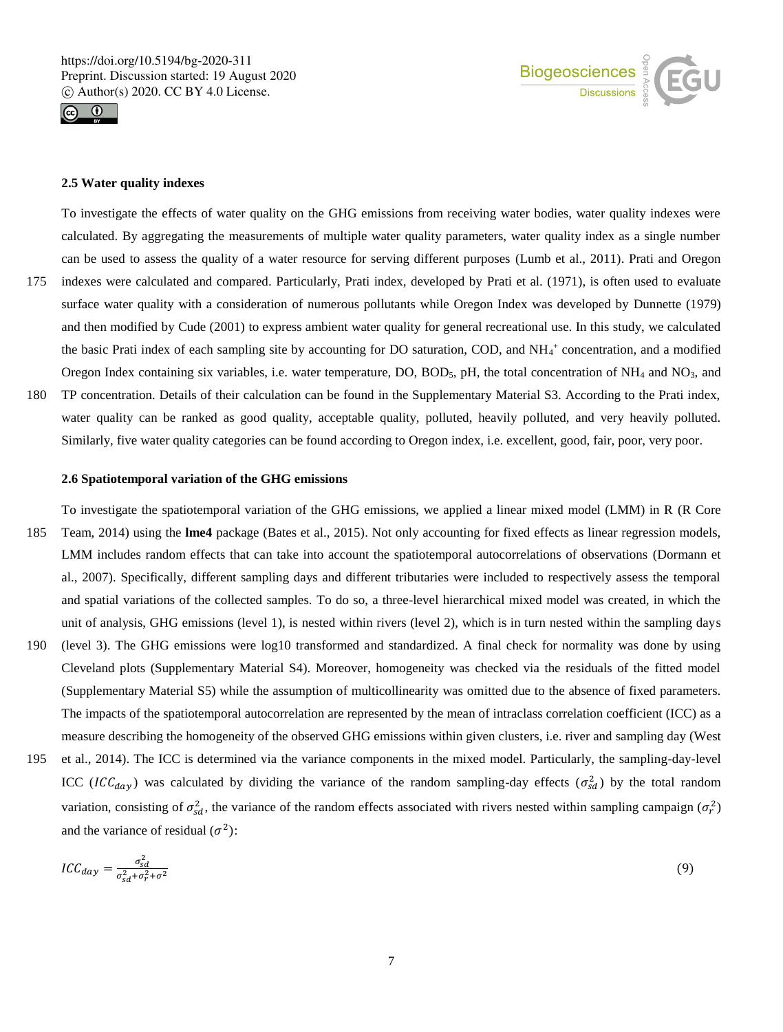### 2.5 Water quality indexes

To investigate the effects of water quality on the GHG emissions from receiving water bodies, water quality indexes were calculated. By aggregating the measurements of multiple water quality parameters, water quality index as a single number can be used to assess the quality of a water resource for serving different purposes (Lumb et al., 2011). Prati and Oregon indexes were calculated and compared. Particularly, Prati index, developed by Prati et al. (1971), is often used to evaluate surface water quality with a consideration of numerous pollutants while Oregon Index was developed by Dunnette (1979) and then modified by Cude (2001) to express ambient water quality for general recreational use. In this study, we calculated the basic Prati index of each sampling site by accounting for DO saturation, COD, and $NH_4^+$ concentration, and a modified Oregon Index containing six variables, i.e. water temperature, DO, $BOD_5$, pH, the total concentration of $NH_4$ and $NO_3$, and TP concentration. Details of their calculation can be found in the Supplementary Material S3. According to the Prati index, water quality can be ranked as good quality, acceptable quality, polluted, heavily polluted, and very heavily polluted. Similarly, five water quality categories can be found according to Oregon index, i.e. excellent, good, fair, poor, very poor.

### 2.6 Spatiotemporal variation of the GHG emissions

To investigate the spatiotemporal variation of the GHG emissions, we applied a linear mixed model (LMM) in R (R Core Team, 2014) using the **lme4** package (Bates et al., 2015). Not only accounting for fixed effects as linear regression models, LMM includes random effects that can take into account the spatiotemporal autocorrelations of observations (Dormann et al., 2007). Specifically, different sampling days and different tributaries were included to respectively assess the temporal and spatial variations of the collected samples. To do so, a three-level hierarchical mixed model was created, in which the unit of analysis, GHG emissions (level 1), is nested within rivers (level 2), which is in turn nested within the sampling days (level 3). The GHG emissions were log10 transformed and standardized. A final check for normality was done by using Cleveland plots (Supplementary Material S4). Moreover, homogeneity was checked via the residuals of the fitted model (Supplementary Material S5) while the assumption of multicollinearity was omitted due to the absence of fixed parameters. The impacts of the spatiotemporal autocorrelation are represented by the mean of intraclass correlation coefficient (ICC) as a measure describing the homogeneity of the observed GHG emissions within given clusters, i.e. river and sampling day (West et al., 2014). The ICC is determined via the variance components in the mixed model. Particularly, the sampling-day-level ICC ($ICC_{day}$) was calculated by dividing the variance of the random sampling-day effects ($\sigma_{sd}^2$) by the total random variation, consisting of $\sigma_{sd}^2$, the variance of the random effects associated with rivers nested within sampling campaign ($\sigma_r^2$) and the variance of residual ($\sigma^2$):

$$ICC_{day} = \frac{\sigma_{sd}^2}{\sigma_{sd}^2 + \sigma_r^2 + \sigma^2} \tag{9}$$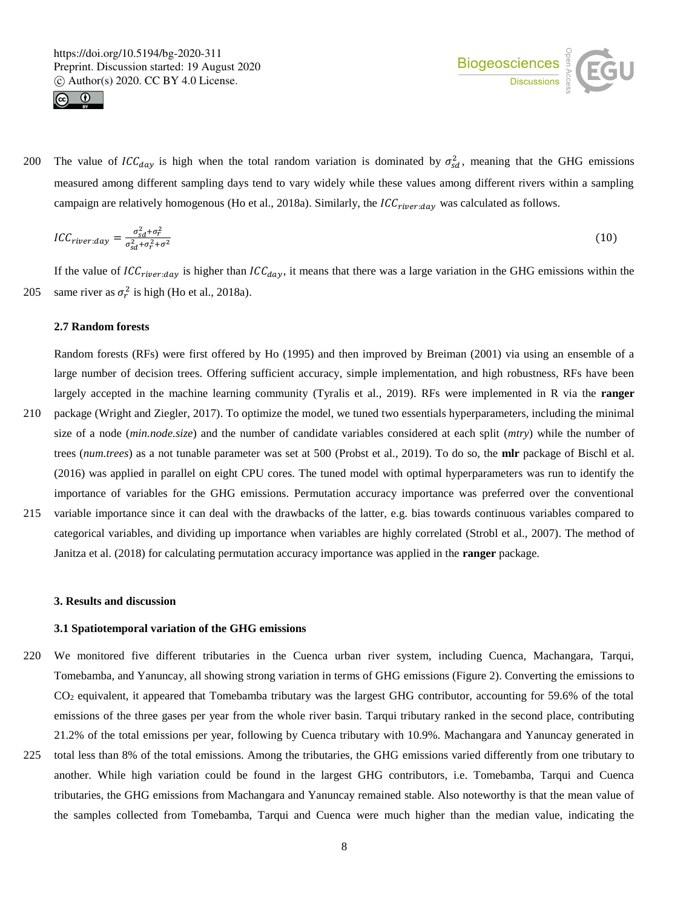The value of $ICC_{day}$ is high when the total random variation is dominated by $\sigma_{sd}^2$, meaning that the GHG emissions measured among different sampling days tend to vary widely while these values among different rivers within a sampling campaign are relatively homogenous (Ho et al., 2018a). Similarly, the $ICC_{river:day}$ was calculated as follows.

$$ICC_{river:day} = \frac{\sigma_{sd}^2 + \sigma_r^2}{\sigma_{sd}^2 + \sigma_r^2 + \sigma^2} \tag{10}$$

If the value of $ICC_{river:day}$ is higher than $ICC_{day}$, it means that there was a large variation in the GHG emissions within the same river as $\sigma_r^2$ is high (Ho et al., 2018a).

### 2.7 Random forests

Random forests (RFs) were first offered by Ho (1995) and then improved by Breiman (2001) via using an ensemble of a large number of decision trees. Offering sufficient accuracy, simple implementation, and high robustness, RFs have been largely accepted in the machine learning community (Tyralis et al., 2019). RFs were implemented in R via the **ranger** package (Wright and Ziegler, 2017). To optimize the model, we tuned two essentials hyperparameters, including the minimal size of a node (*min.node.size*) and the number of candidate variables considered at each split (*mtry*) while the number of trees (*num.trees*) as a not tunable parameter was set at 500 (Probst et al., 2019). To do so, the **mlr** package of Bischl et al. (2016) was applied in parallel on eight CPU cores. The tuned model with optimal hyperparameters was run to identify the importance of variables for the GHG emissions. Permutation accuracy importance was preferred over the conventional variable importance since it can deal with the drawbacks of the latter, e.g. bias towards continuous variables compared to categorical variables, and dividing up importance when variables are highly correlated (Strobl et al., 2007). The method of Janitza et al. (2018) for calculating permutation accuracy importance was applied in the **ranger** package.

## 3. Results and discussion

### 3.1 Spatiotemporal variation of the GHG emissions

We monitored five different tributaries in the Cuenca urban river system, including Cuenca, Machangara, Tarqui, Tomebamba, and Yanuncay, all showing strong variation in terms of GHG emissions (Figure 2). Converting the emissions to $CO_2$ equivalent, it appeared that Tomebamba tributary was the largest GHG contributor, accounting for 59.6% of the total emissions of the three gases per year from the whole river basin. Tarqui tributary ranked in the second place, contributing 21.2% of the total emissions per year, following by Cuenca tributary with 10.9%. Machangara and Yanuncay generated in total less than 8% of the total emissions. Among the tributaries, the GHG emissions varied differently from one tributary to another. While high variation could be found in the largest GHG contributors, i.e. Tomebamba, Tarqui and Cuenca tributaries, the GHG emissions from Machangara and Yanuncay remained stable. Also noteworthy is that the mean value of the samples collected from Tomebamba, Tarqui and Cuenca were much higher than the median value, indicating the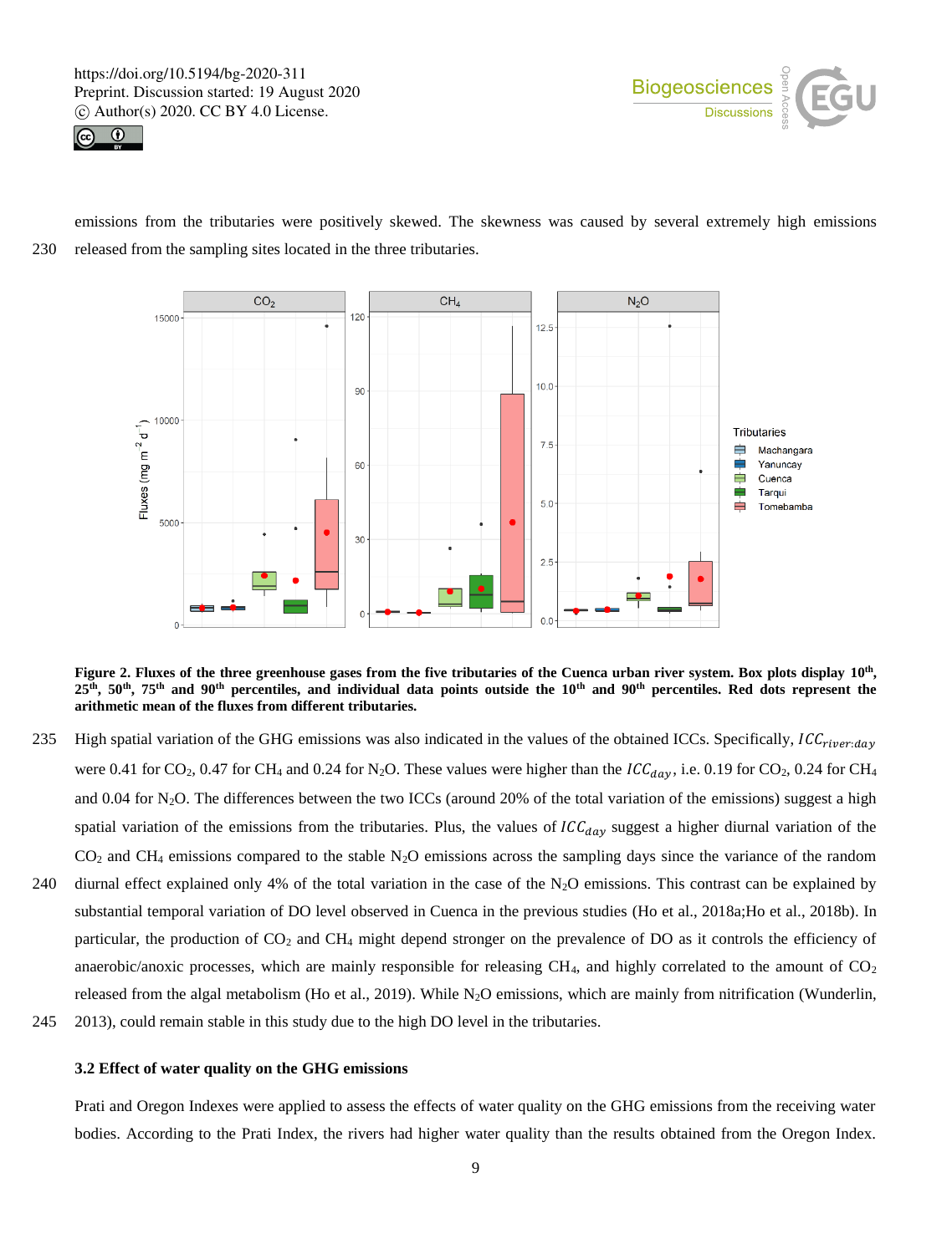emissions from the tributaries were positively skewed. The skewness was caused by several extremely high emissions released from the sampling sites located in the three tributaries.

**Figure 2. Fluxes of the three greenhouse gases from the five tributaries of the Cuenca urban river system. Box plots display 10th, 25th, 50th, 75th and 90th percentiles, and individual data points outside the 10th and 90th percentiles. Red dots represent the arithmetic mean of the fluxes from different tributaries.**

High spatial variation of the GHG emissions was also indicated in the values of the obtained ICCs. Specifically, $ICC_{river:day}$ were 0.41 for $CO_2$, 0.47 for $CH_4$ and 0.24 for $N_2O$. These values were higher than the $ICC_{day}$, i.e. 0.19 for $CO_2$, 0.24 for $CH_4$ and 0.04 for $N_2O$. The differences between the two ICCs (around 20% of the total variation of the emissions) suggest a high spatial variation of the emissions from the tributaries. Plus, the values of $ICC_{day}$ suggest a higher diurnal variation of the $CO_2$ and $CH_4$ emissions compared to the stable $N_2O$ emissions across the sampling days since the variance of the random diurnal effect explained only 4% of the total variation in the case of the $N_2O$ emissions. This contrast can be explained by substantial temporal variation of DO level observed in Cuenca in the previous studies (Ho et al., 2018a;Ho et al., 2018b). In particular, the production of $CO_2$ and $CH_4$ might depend stronger on the prevalence of DO as it controls the efficiency of anaerobic/anoxic processes, which are mainly responsible for releasing $CH_4$, and highly correlated to the amount of $CO_2$ released from the algal metabolism (Ho et al., 2019). While $N_2O$ emissions, which are mainly from nitrification (Wunderlin, 2013), could remain stable in this study due to the high DO level in the tributaries.

### 3.2 Effect of water quality on the GHG emissions

Prati and Oregon Indexes were applied to assess the effects of water quality on the GHG emissions from the receiving water bodies. According to the Prati Index, the rivers had higher water quality than the results obtained from the Oregon Index.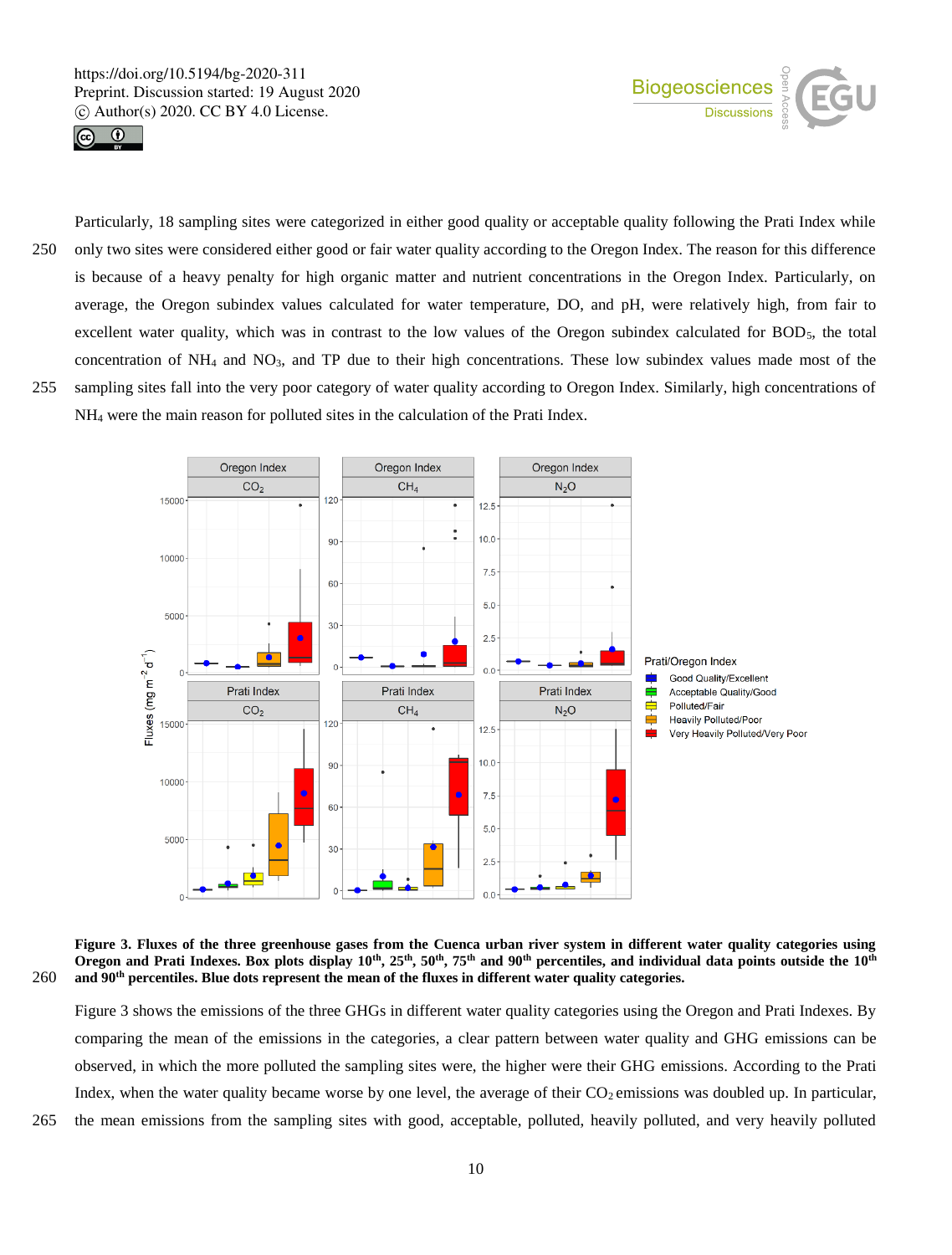Particularly, 18 sampling sites were categorized in either good quality or acceptable quality following the Prati Index while only two sites were considered either good or fair water quality according to the Oregon Index. The reason for this difference is because of a heavy penalty for high organic matter and nutrient concentrations in the Oregon Index. Particularly, on average, the Oregon subindex values calculated for water temperature, DO, and pH, were relatively high, from fair to excellent water quality, which was in contrast to the low values of the Oregon subindex calculated for $BOD_5$, the total concentration of $NH_4$ and $NO_3$, and TP due to their high concentrations. These low subindex values made most of the sampling sites fall into the very poor category of water quality according to Oregon Index. Similarly, high concentrations of $NH_4$ were the main reason for polluted sites in the calculation of the Prati Index.

**Figure 3. Fluxes of the three greenhouse gases from the Cuenca urban river system in different water quality categories using Oregon and Prati Indexes. Box plots display 10th, 25th, 50th, 75th and 90th percentiles, and individual data points outside the 10th and 90th percentiles. Blue dots represent the mean of the fluxes in different water quality categories.**

Figure 3 shows the emissions of the three GHGs in different water quality categories using the Oregon and Prati Indexes. By comparing the mean of the emissions in the categories, a clear pattern between water quality and GHG emissions can be observed, in which the more polluted the sampling sites were, the higher were their GHG emissions. According to the Prati Index, when the water quality became worse by one level, the average of their $CO_2$ emissions was doubled up. In particular, the mean emissions from the sampling sites with good, acceptable, polluted, heavily polluted, and very heavily polluted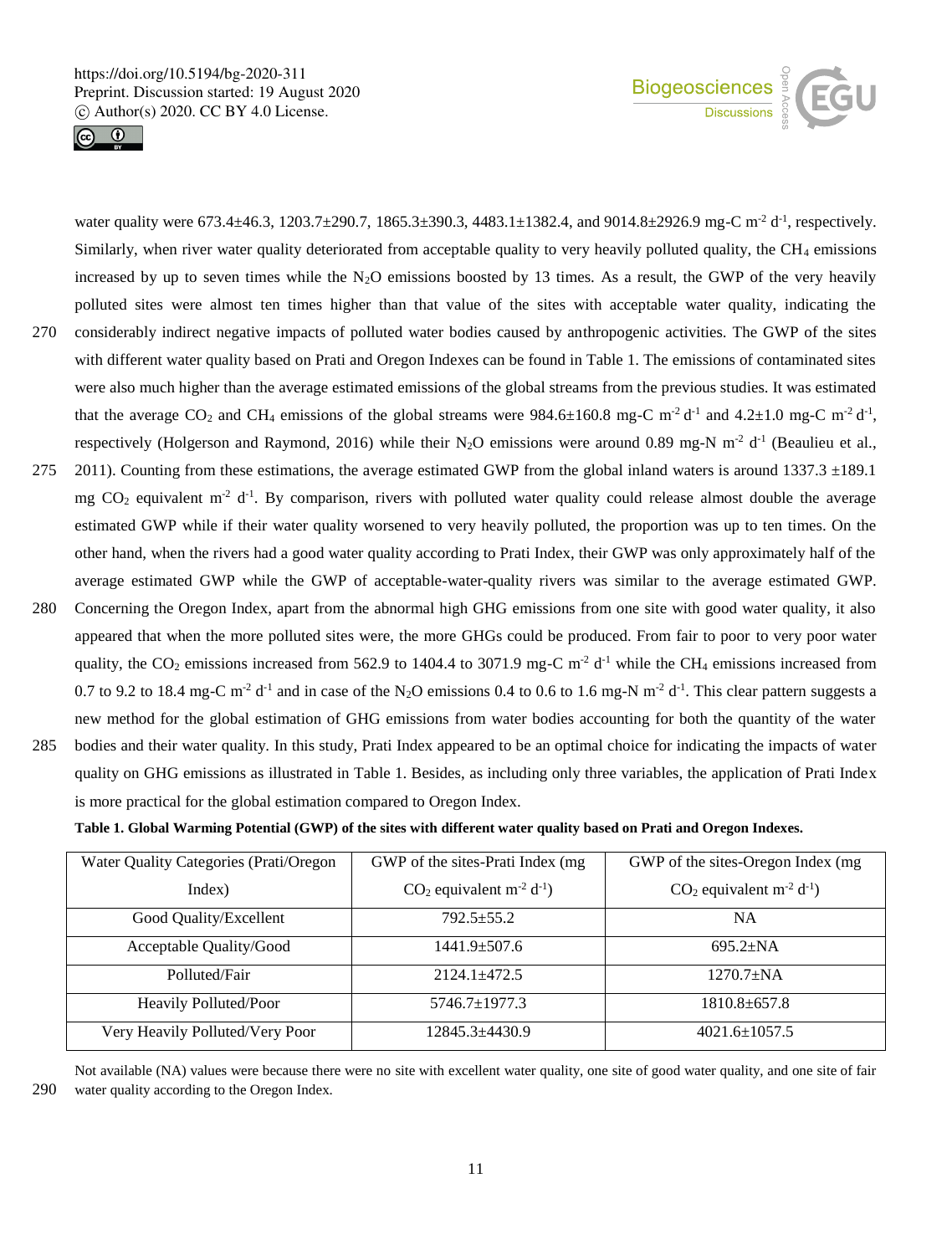water quality were 673.4±46.3, 1203.7±290.7, 1865.3±390.3, 4483.1±1382.4, and 9014.8±2926.9 mg-C $m^{-2}$ $d^{-1}$, respectively. Similarly, when river water quality deteriorated from acceptable quality to very heavily polluted quality, the $CH_4$ emissions increased by up to seven times while the $N_2O$ emissions boosted by 13 times. As a result, the GWP of the very heavily polluted sites were almost ten times higher than that value of the sites with acceptable water quality, indicating the considerably indirect negative impacts of polluted water bodies caused by anthropogenic activities. The GWP of the sites with different water quality based on Prati and Oregon Indexes can be found in Table 1. The emissions of contaminated sites were also much higher than the average estimated emissions of the global streams from the previous studies. It was estimated that the average $CO_2$ and $CH_4$ emissions of the global streams were 984.6±160.8 mg-C $m^{-2}$ $d^{-1}$ and 4.2±1.0 mg-C $m^{-2}$ $d^{-1}$, respectively (Holgerson and Raymond, 2016) while their $N_2O$ emissions were around 0.89 mg-N $m^{-2}$ $d^{-1}$ (Beaulieu et al., 2011). Counting from these estimations, the average estimated GWP from the global inland waters is around 1337.3 ±189.1 mg $CO_2$ equivalent $m^{-2}$ $d^{-1}$. By comparison, rivers with polluted water quality could release almost double the average estimated GWP while if their water quality worsened to very heavily polluted, the proportion was up to ten times. On the other hand, when the rivers had a good water quality according to Prati Index, their GWP was only approximately half of the average estimated GWP while the GWP of acceptable-water-quality rivers was similar to the average estimated GWP. Concerning the Oregon Index, apart from the abnormal high GHG emissions from one site with good water quality, it also appeared that when the more polluted sites were, the more GHGs could be produced. From fair to poor to very poor water quality, the $CO_2$ emissions increased from 562.9 to 1404.4 to 3071.9 mg-C $m^{-2}$ $d^{-1}$ while the $CH_4$ emissions increased from 0.7 to 9.2 to 18.4 mg-C $m^{-2}$ $d^{-1}$ and in case of the $N_2O$ emissions 0.4 to 0.6 to 1.6 mg-N $m^{-2}$ $d^{-1}$. This clear pattern suggests a new method for the global estimation of GHG emissions from water bodies accounting for both the quantity of the water bodies and their water quality. In this study, Prati Index appeared to be an optimal choice for indicating the impacts of water quality on GHG emissions as illustrated in Table 1. Besides, as including only three variables, the application of Prati Index is more practical for the global estimation compared to Oregon Index.

**Table 1. Global Warming Potential (GWP) of the sites with different water quality based on Prati and Oregon Indexes.**

| Water Quality Categories (Prati/Oregon Index) | GWP of the sites-Prati Index (mg $CO_2$ equivalent $m^{-2}$ $d^{-1}$) | GWP of the sites-Oregon Index (mg $CO_2$ equivalent $m^{-2}$ $d^{-1}$) |
|---|---|---|
| Good Quality/Excellent | 792.5±55.2 | NA |
| Acceptable Quality/Good | 1441.9±507.6 | 695.2±NA |
| Polluted/Fair | 2124.1±472.5 | 1270.7±NA |
| Heavily Polluted/Poor | 5746.7±1977.3 | 1810.8±657.8 |
| Very Heavily Polluted/Very Poor | 12845.3±4430.9 | 4021.6±1057.5 |

Not available (NA) values were because there were no site with excellent water quality, one site of good water quality, and one site of fair water quality according to the Oregon Index.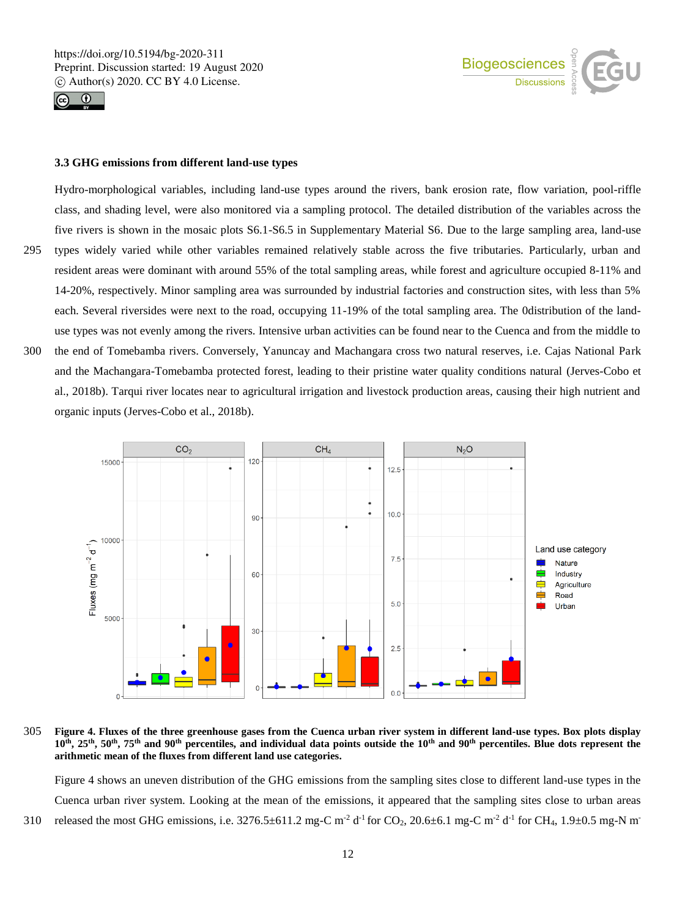### 3.3 GHG emissions from different land-use types

Hydro-morphological variables, including land-use types around the rivers, bank erosion rate, flow variation, pool-riffle class, and shading level, were also monitored via a sampling protocol. The detailed distribution of the variables across the five rivers is shown in the mosaic plots S6.1-S6.5 in Supplementary Material S6. Due to the large sampling area, land-use types widely varied while other variables remained relatively stable across the five tributaries. Particularly, urban and resident areas were dominant with around 55% of the total sampling areas, while forest and agriculture occupied 8-11% and 14-20%, respectively. Minor sampling area was surrounded by industrial factories and construction sites, with less than 5% each. Several riversides were next to the road, occupying 11-19% of the total sampling area. The 0distribution of the land-use types was not evenly among the rivers. Intensive urban activities can be found near to the Cuenca and from the middle to the end of Tomebamba rivers. Conversely, Yanuncay and Machangara cross two natural reserves, i.e. Cajas National Park and the Machangara-Tomebamba protected forest, leading to their pristine water quality conditions natural (Jerves-Cobo et al., 2018b). Tarqui river locates near to agricultural irrigation and livestock production areas, causing their high nutrient and organic inputs (Jerves-Cobo et al., 2018b).

**Figure 4. Fluxes of the three greenhouse gases from the Cuenca urban river system in different land-use types. Box plots display 10th, 25th, 50th, 75th and 90th percentiles, and individual data points outside the 10th and 90th percentiles. Blue dots represent the arithmetic mean of the fluxes from different land use categories.**

Figure 4 shows an uneven distribution of the GHG emissions from the sampling sites close to different land-use types in the Cuenca urban river system. Looking at the mean of the emissions, it appeared that the sampling sites close to urban areas released the most GHG emissions, i.e. 3276.5±611.2 mg-C $m^{-2}$ $d^{-1}$ for $CO_2$, 20.6±6.1 mg-C $m^{-2}$ $d^{-1}$ for $CH_4$, 1.9±0.5 mg-N m-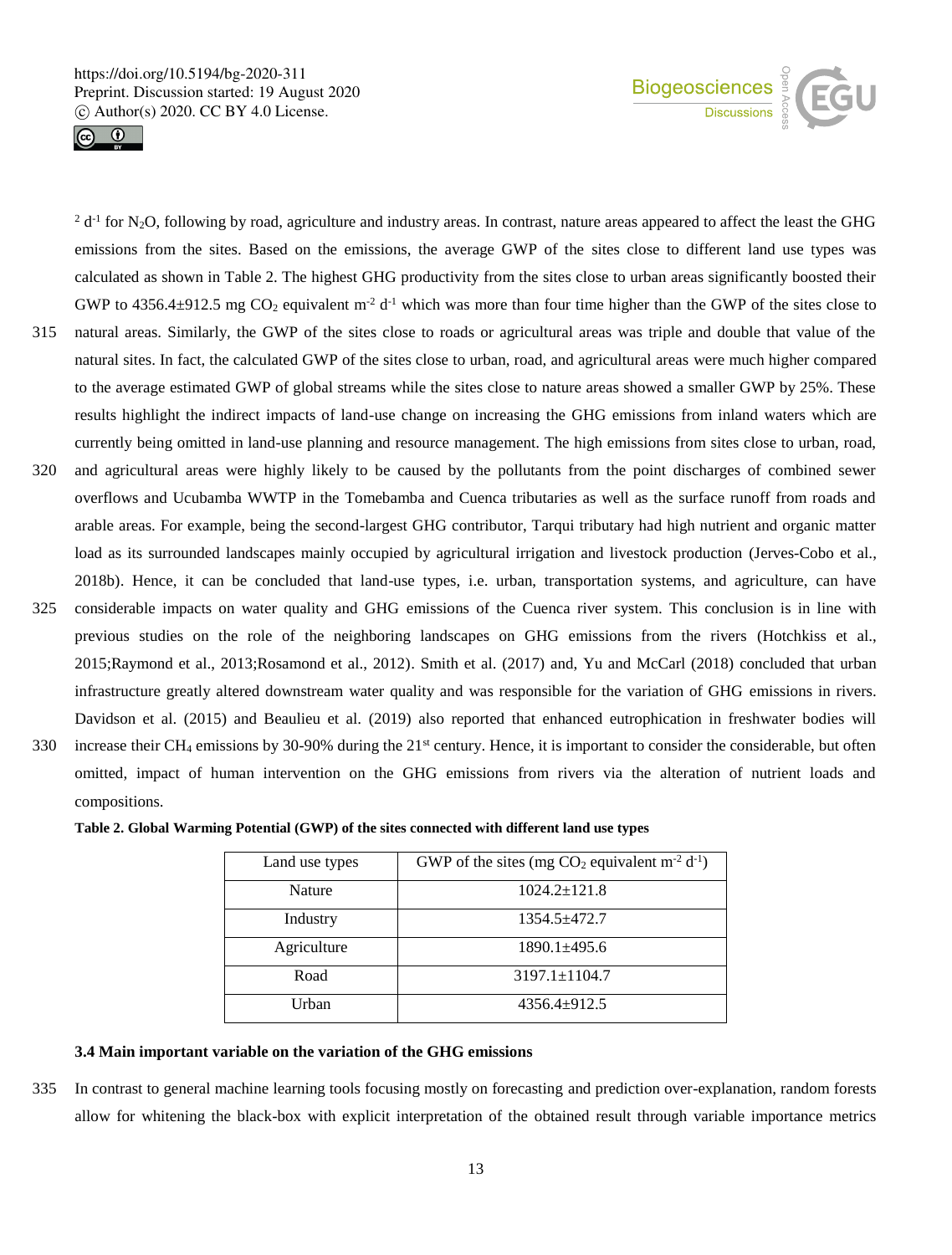$^{2}$ $d^{-1}$ for $N_2O$, following by road, agriculture and industry areas. In contrast, nature areas appeared to affect the least the GHG emissions from the sites. Based on the emissions, the average GWP of the sites close to different land use types was calculated as shown in Table 2. The highest GHG productivity from the sites close to urban areas significantly boosted their GWP to 4356.4±912.5 mg $CO_2$ equivalent $m^{-2}$ $d^{-1}$ which was more than four time higher than the GWP of the sites close to natural areas. Similarly, the GWP of the sites close to roads or agricultural areas was triple and double that value of the natural sites. In fact, the calculated GWP of the sites close to urban, road, and agricultural areas were much higher compared to the average estimated GWP of global streams while the sites close to nature areas showed a smaller GWP by 25%. These results highlight the indirect impacts of land-use change on increasing the GHG emissions from inland waters which are currently being omitted in land-use planning and resource management. The high emissions from sites close to urban, road, and agricultural areas were highly likely to be caused by the pollutants from the point discharges of combined sewer overflows and Ucubamba WWTP in the Tomebamba and Cuenca tributaries as well as the surface runoff from roads and arable areas. For example, being the second-largest GHG contributor, Tarqui tributary had high nutrient and organic matter load as its surrounded landscapes mainly occupied by agricultural irrigation and livestock production (Jerves-Cobo et al., 2018b). Hence, it can be concluded that land-use types, i.e. urban, transportation systems, and agriculture, can have considerable impacts on water quality and GHG emissions of the Cuenca river system. This conclusion is in line with previous studies on the role of the neighboring landscapes on GHG emissions from the rivers (Hotchkiss et al., 2015;Raymond et al., 2013;Rosamond et al., 2012). Smith et al. (2017) and, Yu and McCarl (2018) concluded that urban infrastructure greatly altered downstream water quality and was responsible for the variation of GHG emissions in rivers. Davidson et al. (2015) and Beaulieu et al. (2019) also reported that enhanced eutrophication in freshwater bodies will increase their $CH_4$ emissions by 30-90% during the 21$^{st}$ century. Hence, it is important to consider the considerable, but often omitted, impact of human intervention on the GHG emissions from rivers via the alteration of nutrient loads and compositions.

**Table 2. Global Warming Potential (GWP) of the sites connected with different land use types**

| Land use types | GWP of the sites (mg $CO_2$ equivalent $m^{-2}$ $d^{-1}$) |
|---|---|
| Nature | 1024.2±121.8 |
| Industry | 1354.5±472.7 |
| Agriculture | 1890.1±495.6 |
| Road | 3197.1±1104.7 |
| Urban | 4356.4±912.5 |

### 3.4 Main important variable on the variation of the GHG emissions

In contrast to general machine learning tools focusing mostly on forecasting and prediction over-explanation, random forests allow for whitening the black-box with explicit interpretation of the obtained result through variable importance metrics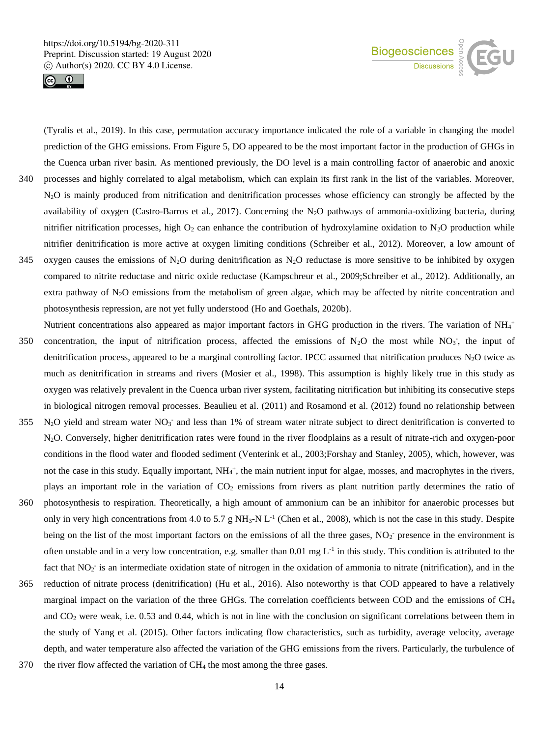(Tyralis et al., 2019). In this case, permutation accuracy importance indicated the role of a variable in changing the model prediction of the GHG emissions. From Figure 5, DO appeared to be the most important factor in the production of GHGs in the Cuenca urban river basin. As mentioned previously, the DO level is a main controlling factor of anaerobic and anoxic processes and highly correlated to algal metabolism, which can explain its first rank in the list of the variables. Moreover, $N_2O$ is mainly produced from nitrification and denitrification processes whose efficiency can strongly be affected by the availability of oxygen (Castro-Barros et al., 2017). Concerning the $N_2O$ pathways of ammonia-oxidizing bacteria, during nitrifier nitrification processes, high $O_2$ can enhance the contribution of hydroxylamine oxidation to $N_2O$ production while nitrifier denitrification is more active at oxygen limiting conditions (Schreiber et al., 2012). Moreover, a low amount of oxygen causes the emissions of $N_2O$ during denitrification as $N_2O$ reductase is more sensitive to be inhibited by oxygen compared to nitrite reductase and nitric oxide reductase (Kampschreur et al., 2009;Schreiber et al., 2012). Additionally, an extra pathway of $N_2O$ emissions from the metabolism of green algae, which may be affected by nitrite concentration and photosynthesis repression, are not yet fully understood (Ho and Goethals, 2020b).

Nutrient concentrations also appeared as major important factors in GHG production in the rivers. The variation of $NH_4^+$ concentration, the input of nitrification process, affected the emissions of $N_2O$ the most while $NO_3^-$, the input of denitrification process, appeared to be a marginal controlling factor. IPCC assumed that nitrification produces $N_2O$ twice as much as denitrification in streams and rivers (Mosier et al., 1998). This assumption is highly likely true in this study as oxygen was relatively prevalent in the Cuenca urban river system, facilitating nitrification but inhibiting its consecutive steps in biological nitrogen removal processes. Beaulieu et al. (2011) and Rosamond et al. (2012) found no relationship between $N_2O$ yield and stream water $NO_3^-$ and less than 1% of stream water nitrate subject to direct denitrification is converted to $N_2O$. Conversely, higher denitrification rates were found in the river floodplains as a result of nitrate-rich and oxygen-poor conditions in the flood water and flooded sediment (Venterink et al., 2003;Forshay and Stanley, 2005), which, however, was not the case in this study. Equally important, $NH_4^+$, the main nutrient input for algae, mosses, and macrophytes in the rivers, plays an important role in the variation of $CO_2$ emissions from rivers as plant nutrition partly determines the ratio of photosynthesis to respiration. Theoretically, a high amount of ammonium can be an inhibitor for anaerobic processes but only in very high concentrations from 4.0 to 5.7 g $NH_3$-N $L^{-1}$ (Chen et al., 2008), which is not the case in this study. Despite being on the list of the most important factors on the emissions of all the three gases, $NO_2^-$ presence in the environment is often unstable and in a very low concentration, e.g. smaller than 0.01 mg $L^{-1}$ in this study. This condition is attributed to the fact that $NO_2^-$ is an intermediate oxidation state of nitrogen in the oxidation of ammonia to nitrate (nitrification), and in the reduction of nitrate process (denitrification) (Hu et al., 2016). Also noteworthy is that COD appeared to have a relatively marginal impact on the variation of the three GHGs. The correlation coefficients between COD and the emissions of $CH_4$ and $CO_2$ were weak, i.e. 0.53 and 0.44, which is not in line with the conclusion on significant correlations between them in the study of Yang et al. (2015). Other factors indicating flow characteristics, such as turbidity, average velocity, average depth, and water temperature also affected the variation of the GHG emissions from the rivers. Particularly, the turbulence of the river flow affected the variation of $CH_4$ the most among the three gases.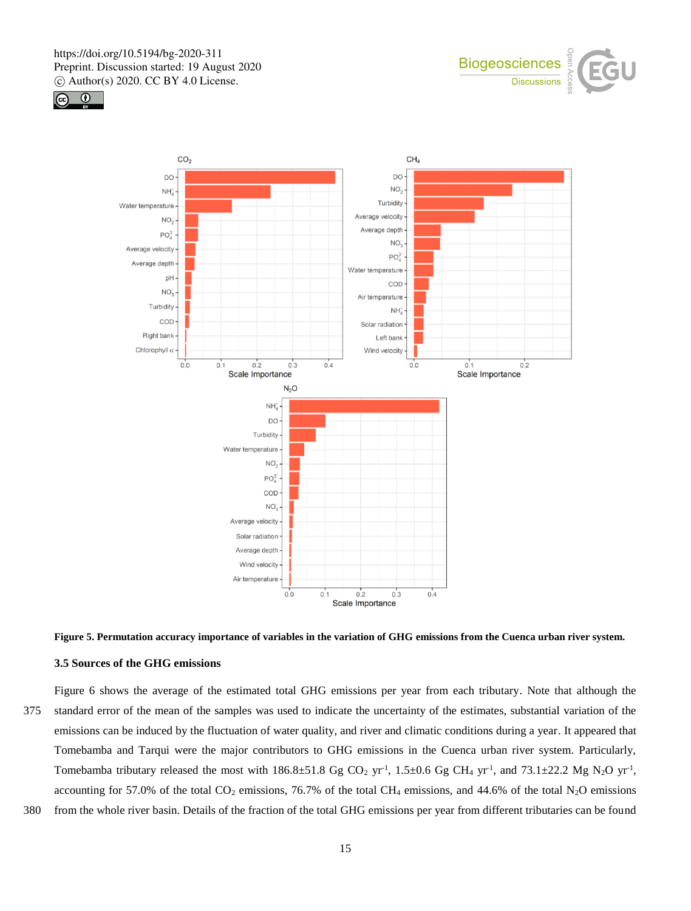**Figure 5. Permutation accuracy importance of variables in the variation of GHG emissions from the Cuenca urban river system.**

### 3.5 Sources of the GHG emissions

Figure 6 shows the average of the estimated total GHG emissions per year from each tributary. Note that although the standard error of the mean of the samples was used to indicate the uncertainty of the estimates, substantial variation of the emissions can be induced by the fluctuation of water quality, and river and climatic conditions during a year. It appeared that Tomebamba and Tarqui were the major contributors to GHG emissions in the Cuenca urban river system. Particularly, Tomebamba tributary released the most with 186.8±51.8 Gg $CO_2$ $yr^{-1}$, 1.5±0.6 Gg $CH_4$ $yr^{-1}$, and 73.1±22.2 Mg $N_2O$ $yr^{-1}$, accounting for 57.0% of the total $CO_2$ emissions, 76.7% of the total $CH_4$ emissions, and 44.6% of the total $N_2O$ emissions from the whole river basin. Details of the fraction of the total GHG emissions per year from different tributaries can be found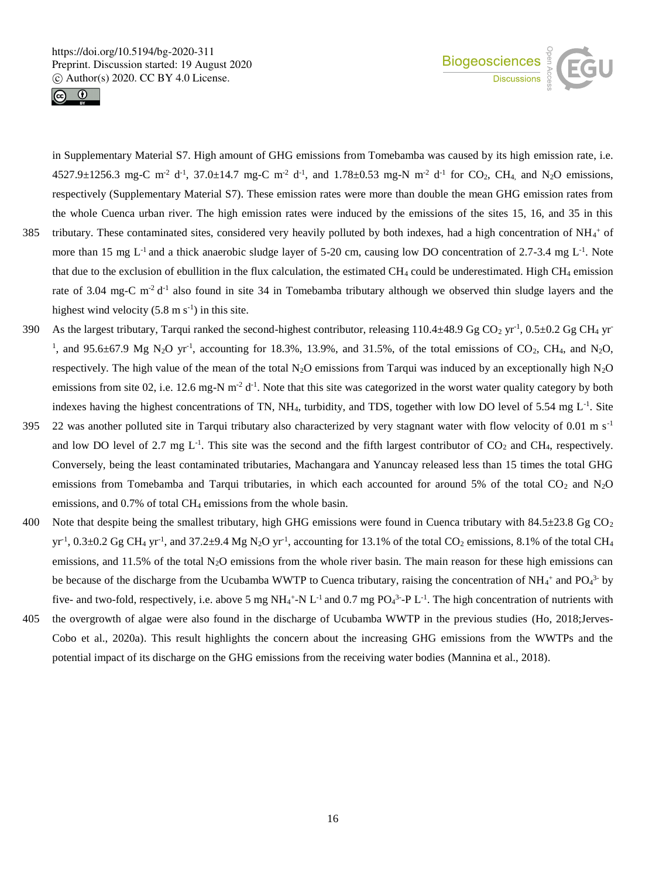in Supplementary Material S7. High amount of GHG emissions from Tomebamba was caused by its high emission rate, i.e. 4527.9±1256.3 mg-C $m^{-2}$ $d^{-1}$, 37.0±14.7 mg-C $m^{-2}$ $d^{-1}$, and 1.78±0.53 mg-N $m^{-2}$ $d^{-1}$ for $CO_2$, $CH_4$, and $N_2O$ emissions, respectively (Supplementary Material S7). These emission rates were more than double the mean GHG emission rates from the whole Cuenca urban river. The high emission rates were induced by the emissions of the sites 15, 16, and 35 in this tributary. These contaminated sites, considered very heavily polluted by both indexes, had a high concentration of $NH_4^+$ of more than 15 mg $L^{-1}$ and a thick anaerobic sludge layer of 5-20 cm, causing low DO concentration of 2.7-3.4 mg $L^{-1}$. Note that due to the exclusion of ebullition in the flux calculation, the estimated $CH_4$ could be underestimated. High $CH_4$ emission rate of 3.04 mg-C $m^{-2}$ $d^{-1}$ also found in site 34 in Tomebamba tributary although we observed thin sludge layers and the highest wind velocity (5.8 m $s^{-1}$) in this site.

As the largest tributary, Tarqui ranked the second-highest contributor, releasing 110.4±48.9 Gg $CO_2$ $yr^{-1}$, 0.5±0.2 Gg $CH_4$ $yr^{-1}$, and 95.6±67.9 Mg $N_2O$ $yr^{-1}$, accounting for 18.3%, 13.9%, and 31.5%, of the total emissions of $CO_2$, $CH_4$, and $N_2O$, respectively. The high value of the mean of the total $N_2O$ emissions from Tarqui was induced by an exceptionally high $N_2O$ emissions from site 02, i.e. 12.6 mg-N $m^{-2}$ $d^{-1}$. Note that this site was categorized in the worst water quality category by both indexes having the highest concentrations of TN, $NH_4$, turbidity, and TDS, together with low DO level of 5.54 mg $L^{-1}$. Site 22 was another polluted site in Tarqui tributary also characterized by very stagnant water with flow velocity of 0.01 m $s^{-1}$ and low DO level of 2.7 mg $L^{-1}$. This site was the second and the fifth largest contributor of $CO_2$ and $CH_4$, respectively. Conversely, being the least contaminated tributaries, Machangara and Yanuncay released less than 15 times the total GHG emissions from Tomebamba and Tarqui tributaries, in which each accounted for around 5% of the total $CO_2$ and $N_2O$ emissions, and 0.7% of total $CH_4$ emissions from the whole basin.

Note that despite being the smallest tributary, high GHG emissions were found in Cuenca tributary with 84.5±23.8 Gg $CO_2$ $yr^{-1}$, 0.3±0.2 Gg $CH_4$ $yr^{-1}$, and 37.2±9.4 Mg $N_2O$ $yr^{-1}$, accounting for 13.1% of the total $CO_2$ emissions, 8.1% of the total $CH_4$ emissions, and 11.5% of the total $N_2O$ emissions from the whole river basin. The main reason for these high emissions can be because of the discharge from the Ucubamba WWTP to Cuenca tributary, raising the concentration of $NH_4^+$ and $PO_4^{3-}$ by five- and two-fold, respectively, i.e. above 5 mg $NH_4^+$-N $L^{-1}$ and 0.7 mg $PO_4^{3-}$-P $L^{-1}$. The high concentration of nutrients with the overgrowth of algae were also found in the discharge of Ucubamba WWTP in the previous studies (Ho, 2018;Jerves-Cobo et al., 2020a). This result highlights the concern about the increasing GHG emissions from the WWTPs and the potential impact of its discharge on the GHG emissions from the receiving water bodies (Mannina et al., 2018).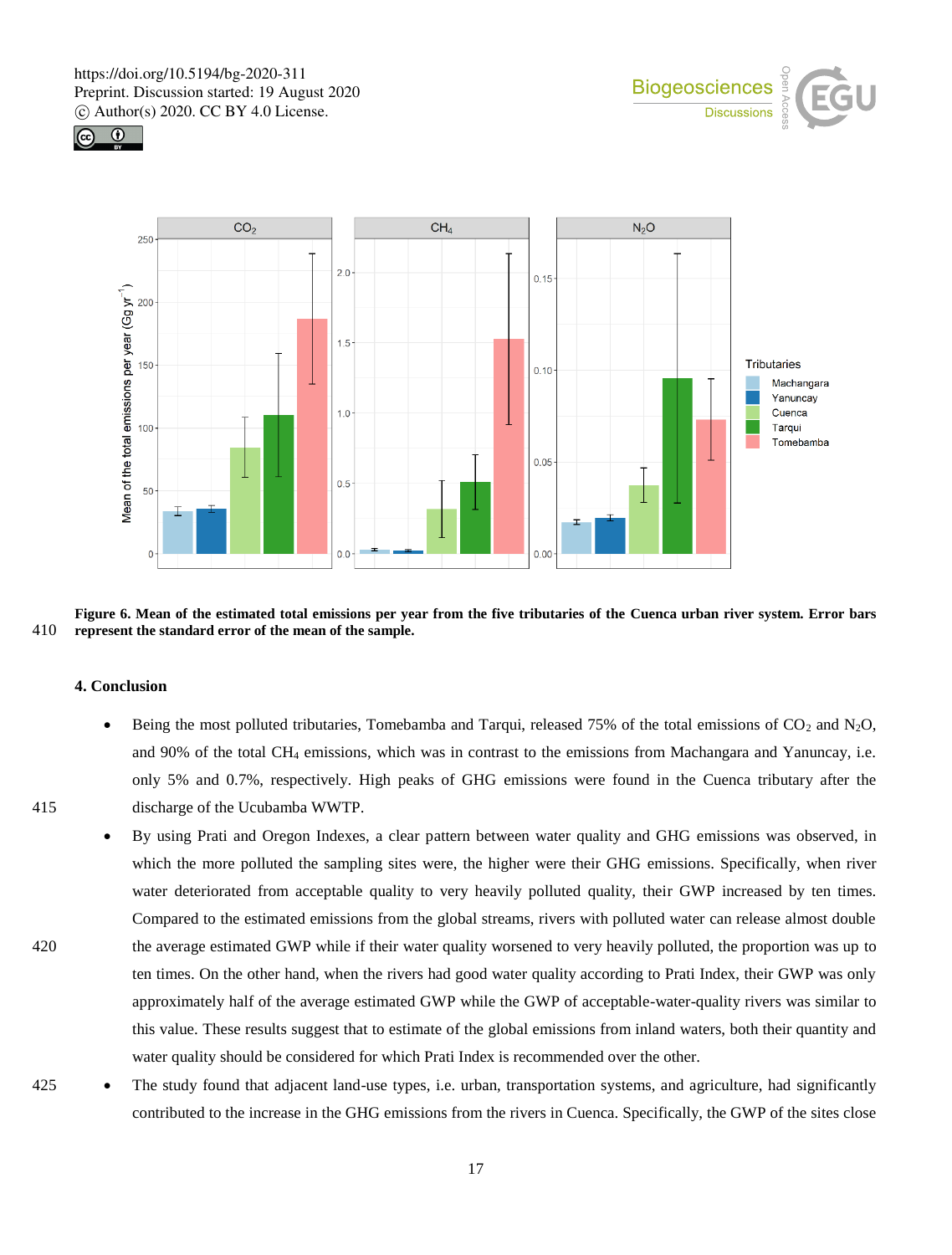**Figure 6. Mean of the estimated total emissions per year from the five tributaries of the Cuenca urban river system. Error bars represent the standard error of the mean of the sample.**

## 4. Conclusion

- Being the most polluted tributaries, Tomebamba and Tarqui, released 75% of the total emissions of $CO_2$ and $N_2O$, and 90% of the total $CH_4$ emissions, which was in contrast to the emissions from Machangara and Yanuncay, i.e. only 5% and 0.7%, respectively. High peaks of GHG emissions were found in the Cuenca tributary after the discharge of the Ucubamba WWTP.
- By using Prati and Oregon Indexes, a clear pattern between water quality and GHG emissions was observed, in which the more polluted the sampling sites were, the higher were their GHG emissions. Specifically, when river water deteriorated from acceptable quality to very heavily polluted quality, their GWP increased by ten times. Compared to the estimated emissions from the global streams, rivers with polluted water can release almost double the average estimated GWP while if their water quality worsened to very heavily polluted, the proportion was up to ten times. On the other hand, when the rivers had good water quality according to Prati Index, their GWP was only approximately half of the average estimated GWP while the GWP of acceptable-water-quality rivers was similar to this value. These results suggest that to estimate of the global emissions from inland waters, both their quantity and water quality should be considered for which Prati Index is recommended over the other.
- The study found that adjacent land-use types, i.e. urban, transportation systems, and agriculture, had significantly contributed to the increase in the GHG emissions from the rivers in Cuenca. Specifically, the GWP of the sites close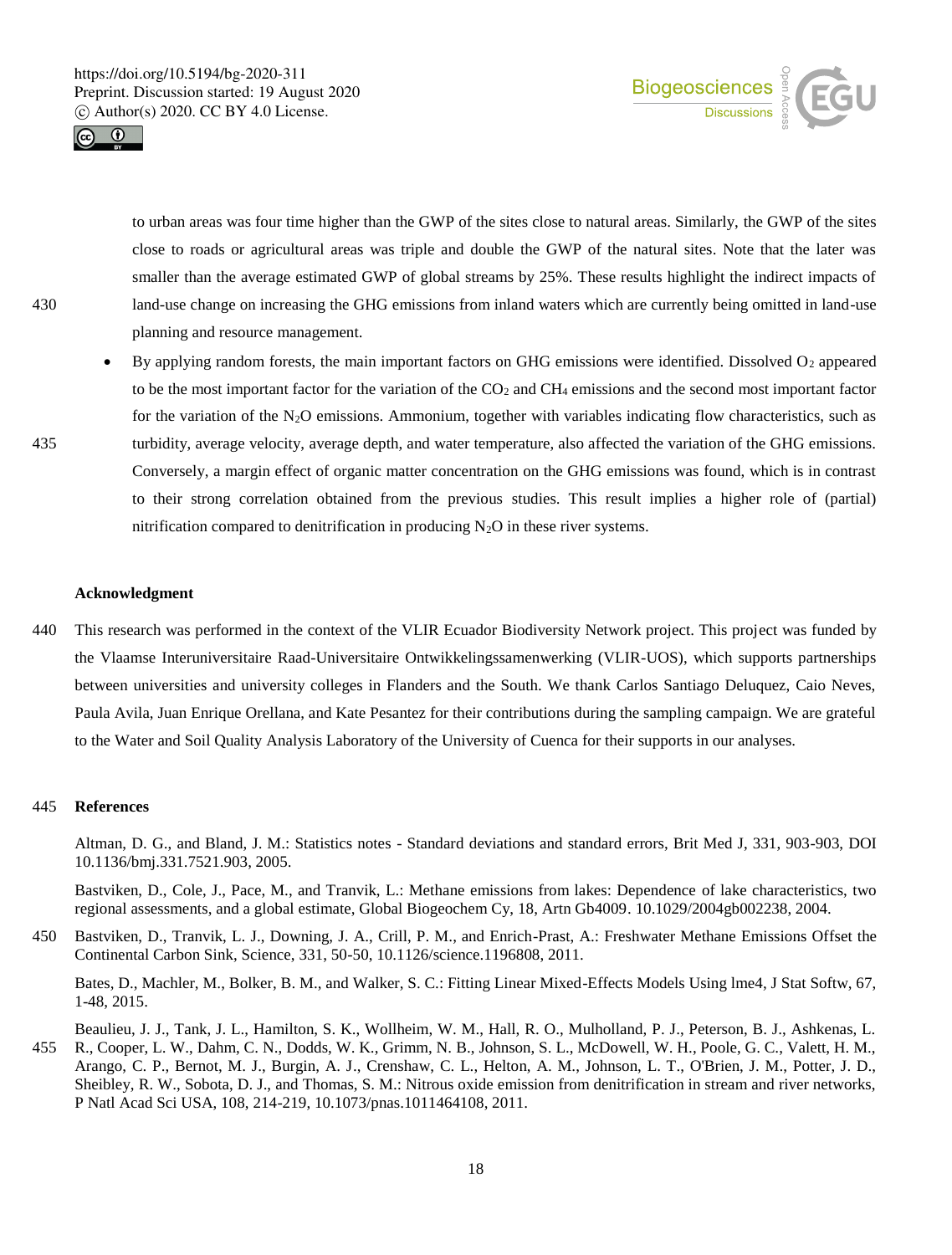to urban areas was four time higher than the GWP of the sites close to natural areas. Similarly, the GWP of the sites close to roads or agricultural areas was triple and double the GWP of the natural sites. Note that the later was smaller than the average estimated GWP of global streams by 25%. These results highlight the indirect impacts of land-use change on increasing the GHG emissions from inland waters which are currently being omitted in land-use planning and resource management.

- By applying random forests, the main important factors on GHG emissions were identified. Dissolved $O_2$ appeared to be the most important factor for the variation of the $CO_2$ and $CH_4$ emissions and the second most important factor for the variation of the $N_2O$ emissions. Ammonium, together with variables indicating flow characteristics, such as turbidity, average velocity, average depth, and water temperature, also affected the variation of the GHG emissions. Conversely, a margin effect of organic matter concentration on the GHG emissions was found, which is in contrast to their strong correlation obtained from the previous studies. This result implies a higher role of (partial) nitrification compared to denitrification in producing $N_2O$ in these river systems.

## Acknowledgment

This research was performed in the context of the VLIR Ecuador Biodiversity Network project. This project was funded by the Vlaamse Interuniversitaire Raad-Universitaire Ontwikkelingssamenwerking (VLIR-UOS), which supports partnerships between universities and university colleges in Flanders and the South. We thank Carlos Santiago Deluquez, Caio Neves, Paula Avila, Juan Enrique Orellana, and Kate Pesantez for their contributions during the sampling campaign. We are grateful to the Water and Soil Quality Analysis Laboratory of the University of Cuenca for their supports in our analyses.

## References

Altman, D. G., and Bland, J. M.: Statistics notes - Standard deviations and standard errors, Brit Med J, 331, 903-903, DOI 10.1136/bmj.331.7521.903, 2005.

Bastviken, D., Cole, J., Pace, M., and Tranvik, L.: Methane emissions from lakes: Dependence of lake characteristics, two regional assessments, and a global estimate, Global Biogeochem Cy, 18, Artn Gb4009. 10.1029/2004gb002238, 2004.

Bastviken, D., Tranvik, L. J., Downing, J. A., Crill, P. M., and Enrich-Prast, A.: Freshwater Methane Emissions Offset the Continental Carbon Sink, Science, 331, 50-50, 10.1126/science.1196808, 2011.

Bates, D., Machler, M., Bolker, B. M., and Walker, S. C.: Fitting Linear Mixed-Effects Models Using lme4, J Stat Softw, 67, 1-48, 2015.

Beaulieu, J. J., Tank, J. L., Hamilton, S. K., Wollheim, W. M., Hall, R. O., Mulholland, P. J., Peterson, B. J., Ashkenas, L. R., Cooper, L. W., Dahm, C. N., Dodds, W. K., Grimm, N. B., Johnson, S. L., McDowell, W. H., Poole, G. C., Valett, H. M., Arango, C. P., Bernot, M. J., Burgin, A. J., Crenshaw, C. L., Helton, A. M., Johnson, L. T., O'Brien, J. M., Potter, J. D., Sheibley, R. W., Sobota, D. J., and Thomas, S. M.: Nitrous oxide emission from denitrification in stream and river networks, P Natl Acad Sci USA, 108, 214-219, 10.1073/pnas.1011464108, 2011.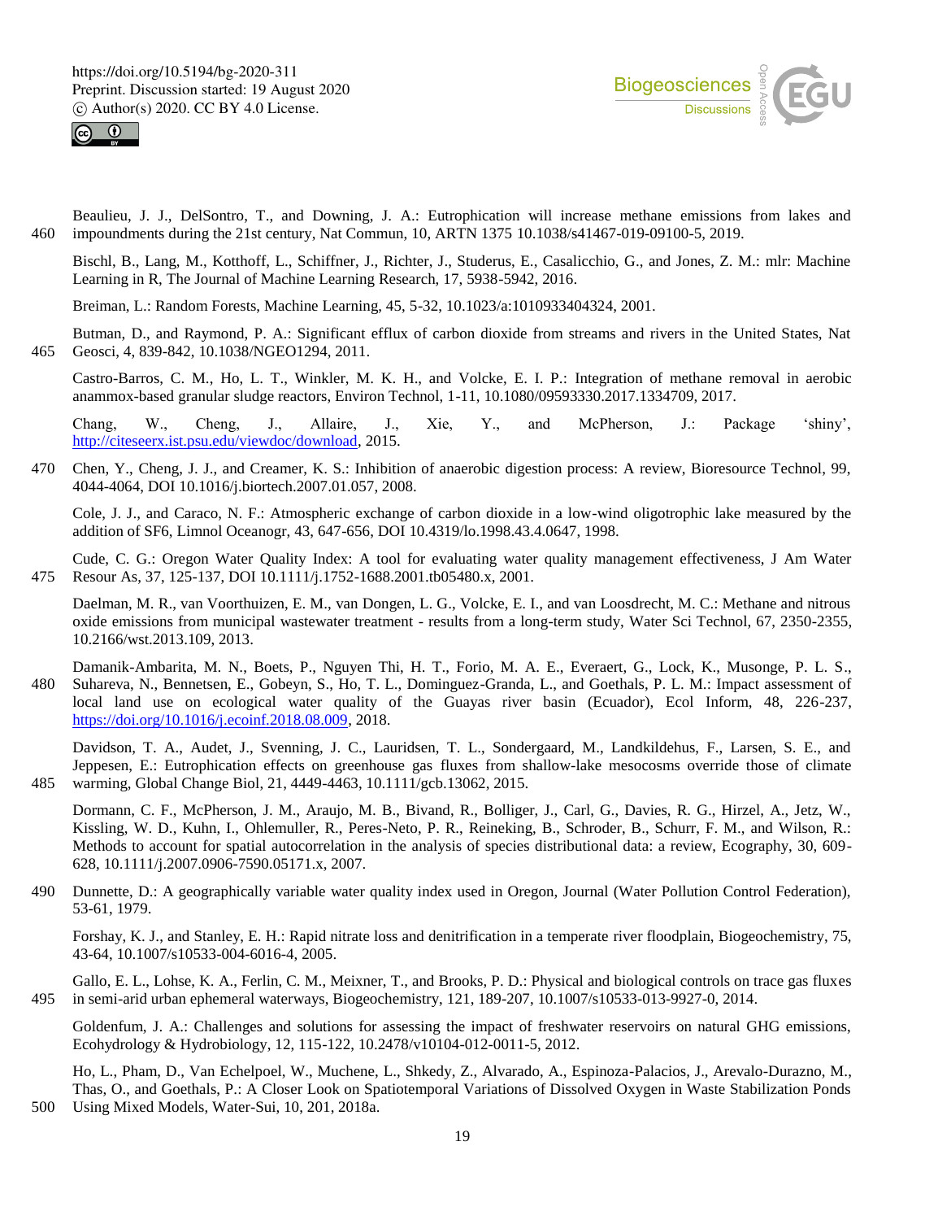Beaulieu, J. J., DelSontro, T., and Downing, J. A.: Eutrophication will increase methane emissions from lakes and impoundments during the 21st century, Nat Commun, 10, ARTN 1375 10.1038/s41467-019-09100-5, 2019.

Bischl, B., Lang, M., Kotthoff, L., Schiffner, J., Richter, J., Studerus, E., Casalicchio, G., and Jones, Z. M.: mlr: Machine Learning in R, The Journal of Machine Learning Research, 17, 5938-5942, 2016.

Breiman, L.: Random Forests, Machine Learning, 45, 5-32, 10.1023/a:1010933404324, 2001.

Butman, D., and Raymond, P. A.: Significant efflux of carbon dioxide from streams and rivers in the United States, Nat Geosci, 4, 839-842, 10.1038/NGEO1294, 2011.

Castro-Barros, C. M., Ho, L. T., Winkler, M. K. H., and Volcke, E. I. P.: Integration of methane removal in aerobic anammox-based granular sludge reactors, Environ Technol, 1-11, 10.1080/09593330.2017.1334709, 2017.

Chang, W., Cheng, J., Allaire, J., Xie, Y., and McPherson, J.: Package 'shiny', http://citeseerx.ist.psu.edu/viewdoc/download, 2015.

Chen, Y., Cheng, J. J., and Creamer, K. S.: Inhibition of anaerobic digestion process: A review, Bioresource Technol, 99, 4044-4064, DOI 10.1016/j.biortech.2007.01.057, 2008.

Cole, J. J., and Caraco, N. F.: Atmospheric exchange of carbon dioxide in a low-wind oligotrophic lake measured by the addition of SF6, Limnol Oceanogr, 43, 647-656, DOI 10.4319/lo.1998.43.4.0647, 1998.

Cude, C. G.: Oregon Water Quality Index: A tool for evaluating water quality management effectiveness, J Am Water Resour As, 37, 125-137, DOI 10.1111/j.1752-1688.2001.tb05480.x, 2001.

Daelman, M. R., van Voorthuizen, E. M., van Dongen, L. G., Volcke, E. I., and van Loosdrecht, M. C.: Methane and nitrous oxide emissions from municipal wastewater treatment - results from a long-term study, Water Sci Technol, 67, 2350-2355, 10.2166/wst.2013.109, 2013.

Damanik-Ambarita, M. N., Boets, P., Nguyen Thi, H. T., Forio, M. A. E., Everaert, G., Lock, K., Musonge, P. L. S., Suhareva, N., Bennetsen, E., Gobeyn, S., Ho, T. L., Dominguez-Granda, L., and Goethals, P. L. M.: Impact assessment of local land use on ecological water quality of the Guayas river basin (Ecuador), Ecol Inform, 48, 226-237, https://doi.org/10.1016/j.ecoinf.2018.08.009, 2018.

Davidson, T. A., Audet, J., Svenning, J. C., Lauridsen, T. L., Sondergaard, M., Landkildehus, F., Larsen, S. E., and Jeppesen, E.: Eutrophication effects on greenhouse gas fluxes from shallow-lake mesocosms override those of climate warming, Global Change Biol, 21, 4449-4463, 10.1111/gcb.13062, 2015.

Dormann, C. F., McPherson, J. M., Araujo, M. B., Bivand, R., Bolliger, J., Carl, G., Davies, R. G., Hirzel, A., Jetz, W., Kissling, W. D., Kuhn, I., Ohlemuller, R., Peres-Neto, P. R., Reineking, B., Schroder, B., Schurr, F. M., and Wilson, R.: Methods to account for spatial autocorrelation in the analysis of species distributional data: a review, Ecography, 30, 609-628, 10.1111/j.2007.0906-7590.05171.x, 2007.

Dunnette, D.: A geographically variable water quality index used in Oregon, Journal (Water Pollution Control Federation), 53-61, 1979.

Forshay, K. J., and Stanley, E. H.: Rapid nitrate loss and denitrification in a temperate river floodplain, Biogeochemistry, 75, 43-64, 10.1007/s10533-004-6016-4, 2005.

Gallo, E. L., Lohse, K. A., Ferlin, C. M., Meixner, T., and Brooks, P. D.: Physical and biological controls on trace gas fluxes in semi-arid urban ephemeral waterways, Biogeochemistry, 121, 189-207, 10.1007/s10533-013-9927-0, 2014.

Goldenfum, J. A.: Challenges and solutions for assessing the impact of freshwater reservoirs on natural GHG emissions, Ecohydrology & Hydrobiology, 12, 115-122, 10.2478/v10104-012-0011-5, 2012.

Ho, L., Pham, D., Van Echelpoel, W., Muchene, L., Shkedy, Z., Alvarado, A., Espinoza-Palacios, J., Arevalo-Durazno, M., Thas, O., and Goethals, P.: A Closer Look on Spatiotemporal Variations of Dissolved Oxygen in Waste Stabilization Ponds Using Mixed Models, Water-Sui, 10, 201, 2018a.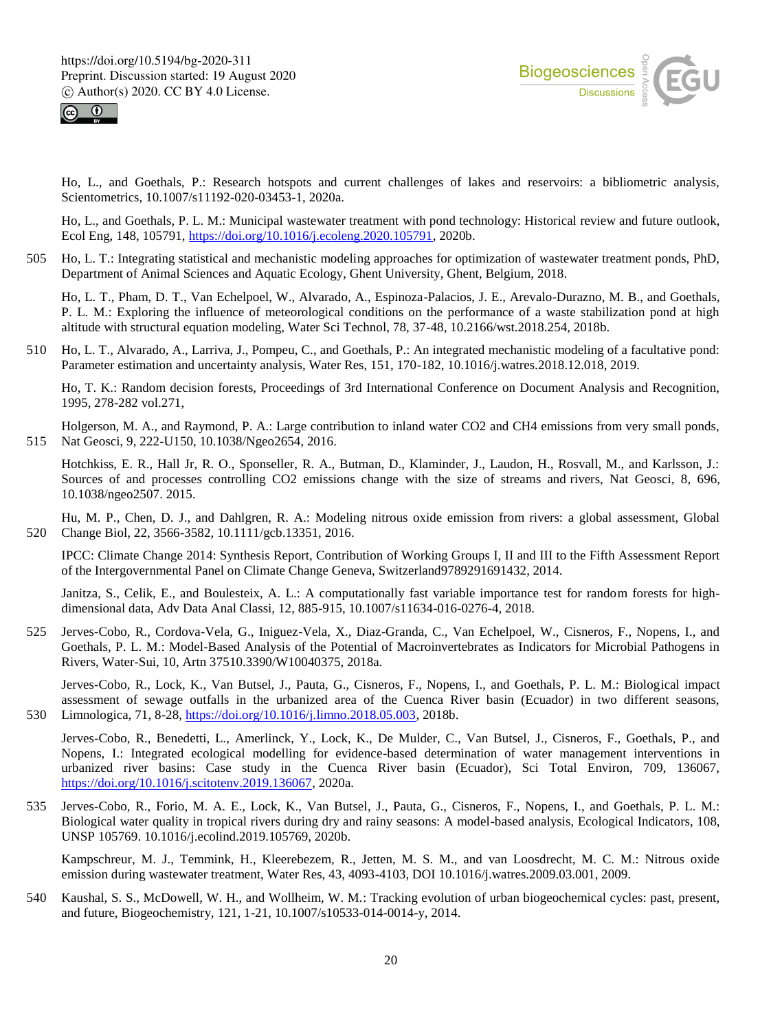Ho, L., and Goethals, P.: Research hotspots and current challenges of lakes and reservoirs: a bibliometric analysis, Scientometrics, 10.1007/s11192-020-03453-1, 2020a.

Ho, L., and Goethals, P. L. M.: Municipal wastewater treatment with pond technology: Historical review and future outlook, Ecol Eng, 148, 105791, https://doi.org/10.1016/j.ecoleng.2020.105791, 2020b.

Ho, L. T.: Integrating statistical and mechanistic modeling approaches for optimization of wastewater treatment ponds, PhD, Department of Animal Sciences and Aquatic Ecology, Ghent University, Ghent, Belgium, 2018.

Ho, L. T., Pham, D. T., Van Echelpoel, W., Alvarado, A., Espinoza-Palacios, J. E., Arevalo-Durazno, M. B., and Goethals, P. L. M.: Exploring the influence of meteorological conditions on the performance of a waste stabilization pond at high altitude with structural equation modeling, Water Sci Technol, 78, 37-48, 10.2166/wst.2018.254, 2018b.

Ho, L. T., Alvarado, A., Larriva, J., Pompeu, C., and Goethals, P.: An integrated mechanistic modeling of a facultative pond: Parameter estimation and uncertainty analysis, Water Res, 151, 170-182, 10.1016/j.watres.2018.12.018, 2019.

Ho, T. K.: Random decision forests, Proceedings of 3rd International Conference on Document Analysis and Recognition, 1995, 278-282 vol.271,

Holgerson, M. A., and Raymond, P. A.: Large contribution to inland water CO2 and CH4 emissions from very small ponds, Nat Geosci, 9, 222-U150, 10.1038/Ngeo2654, 2016.

Hotchkiss, E. R., Hall Jr, R. O., Sponseller, R. A., Butman, D., Klaminder, J., Laudon, H., Rosvall, M., and Karlsson, J.: Sources of and processes controlling CO2 emissions change with the size of streams and rivers, Nat Geosci, 8, 696, 10.1038/ngeo2507. 2015.

Hu, M. P., Chen, D. J., and Dahlgren, R. A.: Modeling nitrous oxide emission from rivers: a global assessment, Global Change Biol, 22, 3566-3582, 10.1111/gcb.13351, 2016.

IPCC: Climate Change 2014: Synthesis Report, Contribution of Working Groups I, II and III to the Fifth Assessment Report of the Intergovernmental Panel on Climate Change Geneva, Switzerland9789291691432, 2014.

Janitza, S., Celik, E., and Boulesteix, A. L.: A computationally fast variable importance test for random forests for high-dimensional data, Adv Data Anal Classi, 12, 885-915, 10.1007/s11634-016-0276-4, 2018.

Jerves-Cobo, R., Cordova-Vela, G., Iniguez-Vela, X., Diaz-Granda, C., Van Echelpoel, W., Cisneros, F., Nopens, I., and Goethals, P. L. M.: Model-Based Analysis of the Potential of Macroinvertebrates as Indicators for Microbial Pathogens in Rivers, Water-Sui, 10, Artn 37510.3390/W10040375, 2018a.

Jerves-Cobo, R., Lock, K., Van Butsel, J., Pauta, G., Cisneros, F., Nopens, I., and Goethals, P. L. M.: Biological impact assessment of sewage outfalls in the urbanized area of the Cuenca River basin (Ecuador) in two different seasons, Limnologica, 71, 8-28, https://doi.org/10.1016/j.limno.2018.05.003, 2018b.

Jerves-Cobo, R., Benedetti, L., Amerlinck, Y., Lock, K., De Mulder, C., Van Butsel, J., Cisneros, F., Goethals, P., and Nopens, I.: Integrated ecological modelling for evidence-based determination of water management interventions in urbanized river basins: Case study in the Cuenca River basin (Ecuador), Sci Total Environ, 709, 136067, https://doi.org/10.1016/j.scitotenv.2019.136067, 2020a.

Jerves-Cobo, R., Forio, M. A. E., Lock, K., Van Butsel, J., Pauta, G., Cisneros, F., Nopens, I., and Goethals, P. L. M.: Biological water quality in tropical rivers during dry and rainy seasons: A model-based analysis, Ecological Indicators, 108, UNSP 105769. 10.1016/j.ecolind.2019.105769, 2020b.

Kampschreur, M. J., Temmink, H., Kleerebezem, R., Jetten, M. S. M., and van Loosdrecht, M. C. M.: Nitrous oxide emission during wastewater treatment, Water Res, 43, 4093-4103, DOI 10.1016/j.watres.2009.03.001, 2009.

Kaushal, S. S., McDowell, W. H., and Wollheim, W. M.: Tracking evolution of urban biogeochemical cycles: past, present, and future, Biogeochemistry, 121, 1-21, 10.1007/s10533-014-0014-y, 2014.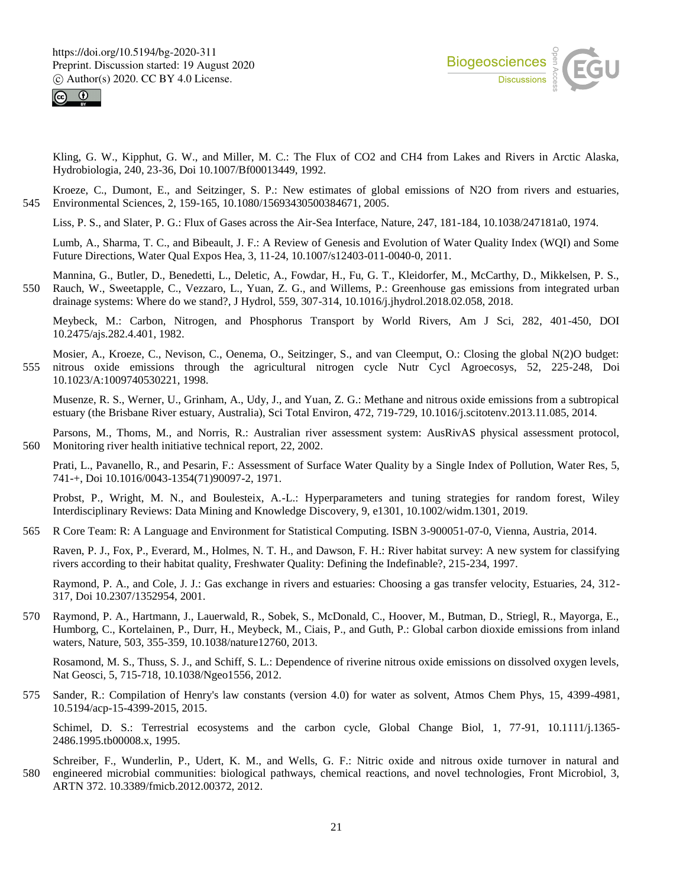Kling, G. W., Kipphut, G. W., and Miller, M. C.: The Flux of CO2 and CH4 from Lakes and Rivers in Arctic Alaska, Hydrobiologia, 240, 23-36, Doi 10.1007/Bf00013449, 1992.

Kroeze, C., Dumont, E., and Seitzinger, S. P.: New estimates of global emissions of N2O from rivers and estuaries, Environmental Sciences, 2, 159-165, 10.1080/15693430500384671, 2005.

Liss, P. S., and Slater, P. G.: Flux of Gases across the Air-Sea Interface, Nature, 247, 181-184, 10.1038/247181a0, 1974.

Lumb, A., Sharma, T. C., and Bibeault, J. F.: A Review of Genesis and Evolution of Water Quality Index (WQI) and Some Future Directions, Water Qual Expos Hea, 3, 11-24, 10.1007/s12403-011-0040-0, 2011.

Mannina, G., Butler, D., Benedetti, L., Deletic, A., Fowdar, H., Fu, G. T., Kleidorfer, M., McCarthy, D., Mikkelsen, P. S., Rauch, W., Sweetapple, C., Vezzaro, L., Yuan, Z. G., and Willems, P.: Greenhouse gas emissions from integrated urban drainage systems: Where do we stand?, J Hydrol, 559, 307-314, 10.1016/j.jhydrol.2018.02.058, 2018.

Meybeck, M.: Carbon, Nitrogen, and Phosphorus Transport by World Rivers, Am J Sci, 282, 401-450, DOI 10.2475/ajs.282.4.401, 1982.

Mosier, A., Kroeze, C., Nevison, C., Oenema, O., Seitzinger, S., and van Cleemput, O.: Closing the global N(2)O budget: nitrous oxide emissions through the agricultural nitrogen cycle Nutr Cycl Agroecosys, 52, 225-248, Doi 10.1023/A:1009740530221, 1998.

Musenze, R. S., Werner, U., Grinham, A., Udy, J., and Yuan, Z. G.: Methane and nitrous oxide emissions from a subtropical estuary (the Brisbane River estuary, Australia), Sci Total Environ, 472, 719-729, 10.1016/j.scitotenv.2013.11.085, 2014.

Parsons, M., Thoms, M., and Norris, R.: Australian river assessment system: AusRivAS physical assessment protocol, Monitoring river health initiative technical report, 22, 2002.

Prati, L., Pavanello, R., and Pesarin, F.: Assessment of Surface Water Quality by a Single Index of Pollution, Water Res, 5, 741-+, Doi 10.1016/0043-1354(71)90097-2, 1971.

Probst, P., Wright, M. N., and Boulesteix, A.-L.: Hyperparameters and tuning strategies for random forest, Wiley Interdisciplinary Reviews: Data Mining and Knowledge Discovery, 9, e1301, 10.1002/widm.1301, 2019.

R Core Team: R: A Language and Environment for Statistical Computing. ISBN 3-900051-07-0, Vienna, Austria, 2014.

Raven, P. J., Fox, P., Everard, M., Holmes, N. T. H., and Dawson, F. H.: River habitat survey: A new system for classifying rivers according to their habitat quality, Freshwater Quality: Defining the Indefinable?, 215-234, 1997.

Raymond, P. A., and Cole, J. J.: Gas exchange in rivers and estuaries: Choosing a gas transfer velocity, Estuaries, 24, 312-317, Doi 10.2307/1352954, 2001.

Raymond, P. A., Hartmann, J., Lauerwald, R., Sobek, S., McDonald, C., Hoover, M., Butman, D., Striegl, R., Mayorga, E., Humborg, C., Kortelainen, P., Durr, H., Meybeck, M., Ciais, P., and Guth, P.: Global carbon dioxide emissions from inland waters, Nature, 503, 355-359, 10.1038/nature12760, 2013.

Rosamond, M. S., Thuss, S. J., and Schiff, S. L.: Dependence of riverine nitrous oxide emissions on dissolved oxygen levels, Nat Geosci, 5, 715-718, 10.1038/Ngeo1556, 2012.

Sander, R.: Compilation of Henry's law constants (version 4.0) for water as solvent, Atmos Chem Phys, 15, 4399-4981, 10.5194/acp-15-4399-2015, 2015.

Schimel, D. S.: Terrestrial ecosystems and the carbon cycle, Global Change Biol, 1, 77-91, 10.1111/j.1365-2486.1995.tb00008.x, 1995.

Schreiber, F., Wunderlin, P., Udert, K. M., and Wells, G. F.: Nitric oxide and nitrous oxide turnover in natural and engineered microbial communities: biological pathways, chemical reactions, and novel technologies, Front Microbiol, 3, ARTN 372. 10.3389/fmicb.2012.00372, 2012.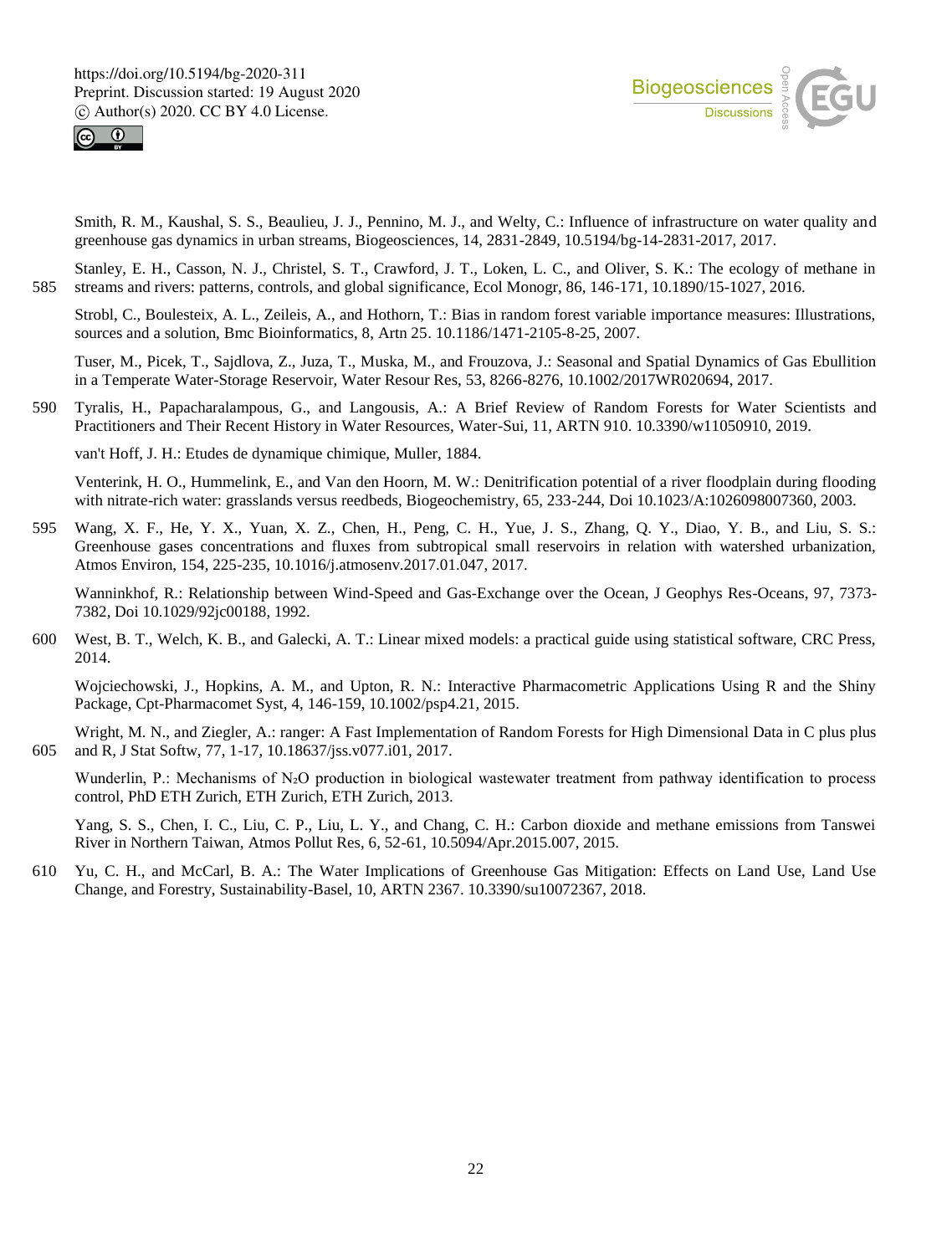Smith, R. M., Kaushal, S. S., Beaulieu, J. J., Pennino, M. J., and Welty, C.: Influence of infrastructure on water quality and greenhouse gas dynamics in urban streams, Biogeosciences, 14, 2831-2849, 10.5194/bg-14-2831-2017, 2017.

Stanley, E. H., Casson, N. J., Christel, S. T., Crawford, J. T., Loken, L. C., and Oliver, S. K.: The ecology of methane in streams and rivers: patterns, controls, and global significance, Ecol Monogr, 86, 146-171, 10.1890/15-1027, 2016.

Strobl, C., Boulesteix, A. L., Zeileis, A., and Hothorn, T.: Bias in random forest variable importance measures: Illustrations, sources and a solution, Bmc Bioinformatics, 8, Artn 25. 10.1186/1471-2105-8-25, 2007.

Tuser, M., Picek, T., Sajdlova, Z., Juza, T., Muska, M., and Frouzova, J.: Seasonal and Spatial Dynamics of Gas Ebullition in a Temperate Water-Storage Reservoir, Water Resour Res, 53, 8266-8276, 10.1002/2017WR020694, 2017.

Tyralis, H., Papacharalampous, G., and Langousis, A.: A Brief Review of Random Forests for Water Scientists and Practitioners and Their Recent History in Water Resources, Water-Sui, 11, ARTN 910. 10.3390/w11050910, 2019.

van't Hoff, J. H.: Etudes de dynamique chimique, Muller, 1884.

Venterink, H. O., Hummelink, E., and Van den Hoorn, M. W.: Denitrification potential of a river floodplain during flooding with nitrate-rich water: grasslands versus reedbeds, Biogeochemistry, 65, 233-244, Doi 10.1023/A:1026098007360, 2003.

Wang, X. F., He, Y. X., Yuan, X. Z., Chen, H., Peng, C. H., Yue, J. S., Zhang, Q. Y., Diao, Y. B., and Liu, S. S.: Greenhouse gases concentrations and fluxes from subtropical small reservoirs in relation with watershed urbanization, Atmos Environ, 154, 225-235, 10.1016/j.atmosenv.2017.01.047, 2017.

Wanninkhof, R.: Relationship between Wind-Speed and Gas-Exchange over the Ocean, J Geophys Res-Oceans, 97, 7373-7382, Doi 10.1029/92jc00188, 1992.

West, B. T., Welch, K. B., and Galecki, A. T.: Linear mixed models: a practical guide using statistical software, CRC Press, 2014.

Wojciechowski, J., Hopkins, A. M., and Upton, R. N.: Interactive Pharmacometric Applications Using R and the Shiny Package, Cpt-Pharmacomet Syst, 4, 146-159, 10.1002/psp4.21, 2015.

Wright, M. N., and Ziegler, A.: ranger: A Fast Implementation of Random Forests for High Dimensional Data in C plus plus and R, J Stat Softw, 77, 1-17, 10.18637/jss.v077.i01, 2017.

Wunderlin, P.: Mechanisms of $N_2O$ production in biological wastewater treatment from pathway identification to process control, PhD ETH Zurich, ETH Zurich, ETH Zurich, 2013.

Yang, S. S., Chen, I. C., Liu, C. P., Liu, L. Y., and Chang, C. H.: Carbon dioxide and methane emissions from Tanswei River in Northern Taiwan, Atmos Pollut Res, 6, 52-61, 10.5094/Apr.2015.007, 2015.

Yu, C. H., and McCarl, B. A.: The Water Implications of Greenhouse Gas Mitigation: Effects on Land Use, Land Use Change, and Forestry, Sustainability-Basel, 10, ARTN 2367. 10.3390/su10072367, 2018.